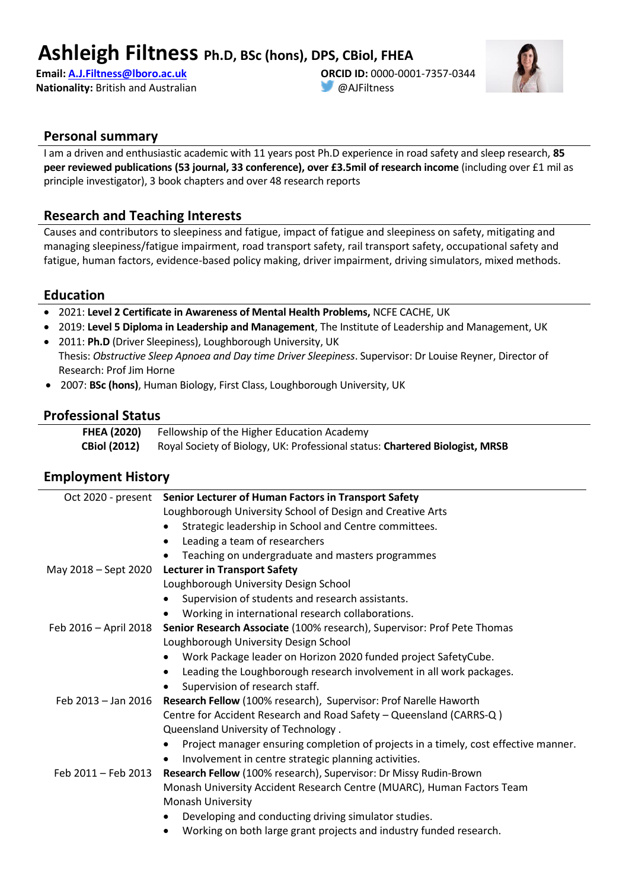# Ashleigh Filtness Ph.D, BSc (hons), DPS, CBiol, FHEA

**Email:** A.J.Filtness@lboro.ac.uk
**Nationality:** British and Australian
**ORCID ID:** 0000-0001-7357-0344
@AJFiltness

## Personal summary

I am a driven and enthusiastic academic with 11 years post Ph.D experience in road safety and sleep research, **85 peer reviewed publications (53 journal, 33 conference), over £3.5mil of research income** (including over £1 mil as principle investigator), 3 book chapters and over 48 research reports

## Research and Teaching Interests

Causes and contributors to sleepiness and fatigue, impact of fatigue and sleepiness on safety, mitigating and managing sleepiness/fatigue impairment, road transport safety, rail transport safety, occupational safety and fatigue, human factors, evidence-based policy making, driver impairment, driving simulators, mixed methods.

## Education

- 2021: **Level 2 Certificate in Awareness of Mental Health Problems,** NCFE CACHE, UK
- 2019: **Level 5 Diploma in Leadership and Management**, The Institute of Leadership and Management, UK
- 2011: **Ph.D** (Driver Sleepiness), Loughborough University, UK
  Thesis: *Obstructive Sleep Apnoea and Day time Driver Sleepiness*. Supervisor: Dr Louise Reyner, Director of Research: Prof Jim Horne
- 2007: **BSc (hons)**, Human Biology, First Class, Loughborough University, UK

## Professional Status

| | |
|---|---|
| **FHEA (2020)** | Fellowship of the Higher Education Academy |
| **CBiol (2012)** | Royal Society of Biology, UK: Professional status: **Chartered Biologist, MRSB** |

## Employment History

**Oct 2020 - present** — **Senior Lecturer of Human Factors in Transport Safety**
Loughborough University School of Design and Creative Arts
- Strategic leadership in School and Centre committees.
- Leading a team of researchers
- Teaching on undergraduate and masters programmes

**May 2018 – Sept 2020** — **Lecturer in Transport Safety**
Loughborough University Design School
- Supervision of students and research assistants.
- Working in international research collaborations.

**Feb 2016 – April 2018** — **Senior Research Associate** (100% research), Supervisor: Prof Pete Thomas
Loughborough University Design School
- Work Package leader on Horizon 2020 funded project SafetyCube.
- Leading the Loughborough research involvement in all work packages.
- Supervision of research staff.

**Feb 2013 – Jan 2016** — **Research Fellow** (100% research), Supervisor: Prof Narelle Haworth
Centre for Accident Research and Road Safety – Queensland (CARRS-Q )
Queensland University of Technology .
- Project manager ensuring completion of projects in a timely, cost effective manner.
- Involvement in centre strategic planning activities.

**Feb 2011 – Feb 2013** — **Research Fellow** (100% research), Supervisor: Dr Missy Rudin-Brown
Monash University Accident Research Centre (MUARC), Human Factors Team
Monash University
- Developing and conducting driving simulator studies.
- Working on both large grant projects and industry funded research.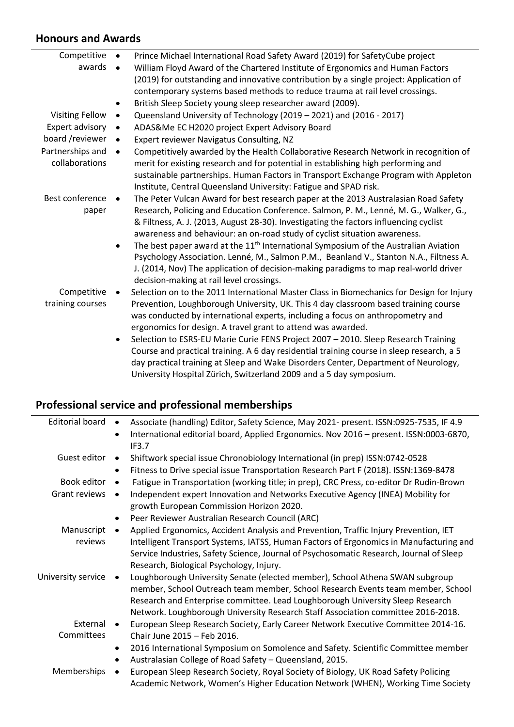## Honours and Awards

**Competitive awards**

- Prince Michael International Road Safety Award (2019) for SafetyCube project
- William Floyd Award of the Chartered Institute of Ergonomics and Human Factors (2019) for outstanding and innovative contribution by a single project: Application of contemporary systems based methods to reduce trauma at rail level crossings.
- British Sleep Society young sleep researcher award (2009).

**Visiting Fellow**

- Queensland University of Technology (2019 – 2021) and (2016 - 2017)

**Expert advisory board /reviewer**

- ADAS&Me EC H2020 project Expert Advisory Board
- Expert reviewer Navigatus Consulting, NZ

**Partnerships and collaborations**

- Competitively awarded by the Health Collaborative Research Network in recognition of merit for existing research and for potential in establishing high performing and sustainable partnerships. Human Factors in Transport Exchange Program with Appleton Institute, Central Queensland University: Fatigue and SPAD risk.

**Best conference paper**

- The Peter Vulcan Award for best research paper at the 2013 Australasian Road Safety Research, Policing and Education Conference. Salmon, P. M., Lenné, M. G., Walker, G., & Filtness, A. J. (2013, August 28-30). Investigating the factors influencing cyclist awareness and behaviour: an on-road study of cyclist situation awareness.
- The best paper award at the 11th International Symposium of the Australian Aviation Psychology Association. Lenné, M., Salmon P.M., Beanland V., Stanton N.A., Filtness A. J. (2014, Nov) The application of decision-making paradigms to map real-world driver decision-making at rail level crossings.

**Competitive training courses**

- Selection on to the 2011 International Master Class in Biomechanics for Design for Injury Prevention, Loughborough University, UK. This 4 day classroom based training course was conducted by international experts, including a focus on anthropometry and ergonomics for design. A travel grant to attend was awarded.
- Selection to ESRS-EU Marie Curie FENS Project 2007 – 2010. Sleep Research Training Course and practical training. A 6 day residential training course in sleep research, a 5 day practical training at Sleep and Wake Disorders Center, Department of Neurology, University Hospital Zürich, Switzerland 2009 and a 5 day symposium.

## Professional service and professional memberships

**Editorial board**

- Associate (handling) Editor, Safety Science, May 2021- present. ISSN:0925-7535, IF 4.9
- International editorial board, Applied Ergonomics. Nov 2016 – present. ISSN:0003-6870, IF3.7

**Guest editor**

- Shiftwork special issue Chronobiology International (in prep) ISSN:0742-0528
- Fitness to Drive special issue Transportation Research Part F (2018). ISSN:1369-8478

**Book editor**

- Fatigue in Transportation (working title; in prep), CRC Press, co-editor Dr Rudin-Brown

**Grant reviews**

- Independent expert Innovation and Networks Executive Agency (INEA) Mobility for growth European Commission Horizon 2020.
- Peer Reviewer Australian Research Council (ARC)

**Manuscript reviews**

- Applied Ergonomics, Accident Analysis and Prevention, Traffic Injury Prevention, IET Intelligent Transport Systems, IATSS, Human Factors of Ergonomics in Manufacturing and Service Industries, Safety Science, Journal of Psychosomatic Research, Journal of Sleep Research, Biological Psychology, Injury.

**University service**

- Loughborough University Senate (elected member), School Athena SWAN subgroup member, School Outreach team member, School Research Events team member, School Research and Enterprise committee. Lead Loughborough University Sleep Research Network. Loughborough University Research Staff Association committee 2016-2018.

**External Committees**

- European Sleep Research Society, Early Career Network Executive Committee 2014-16. Chair June 2015 – Feb 2016.
- 2016 International Symposium on Somolence and Safety. Scientific Committee member
- Australasian College of Road Safety – Queensland, 2015.

**Memberships**

- European Sleep Research Society, Royal Society of Biology, UK Road Safety Policing Academic Network, Women's Higher Education Network (WHEN), Working Time Society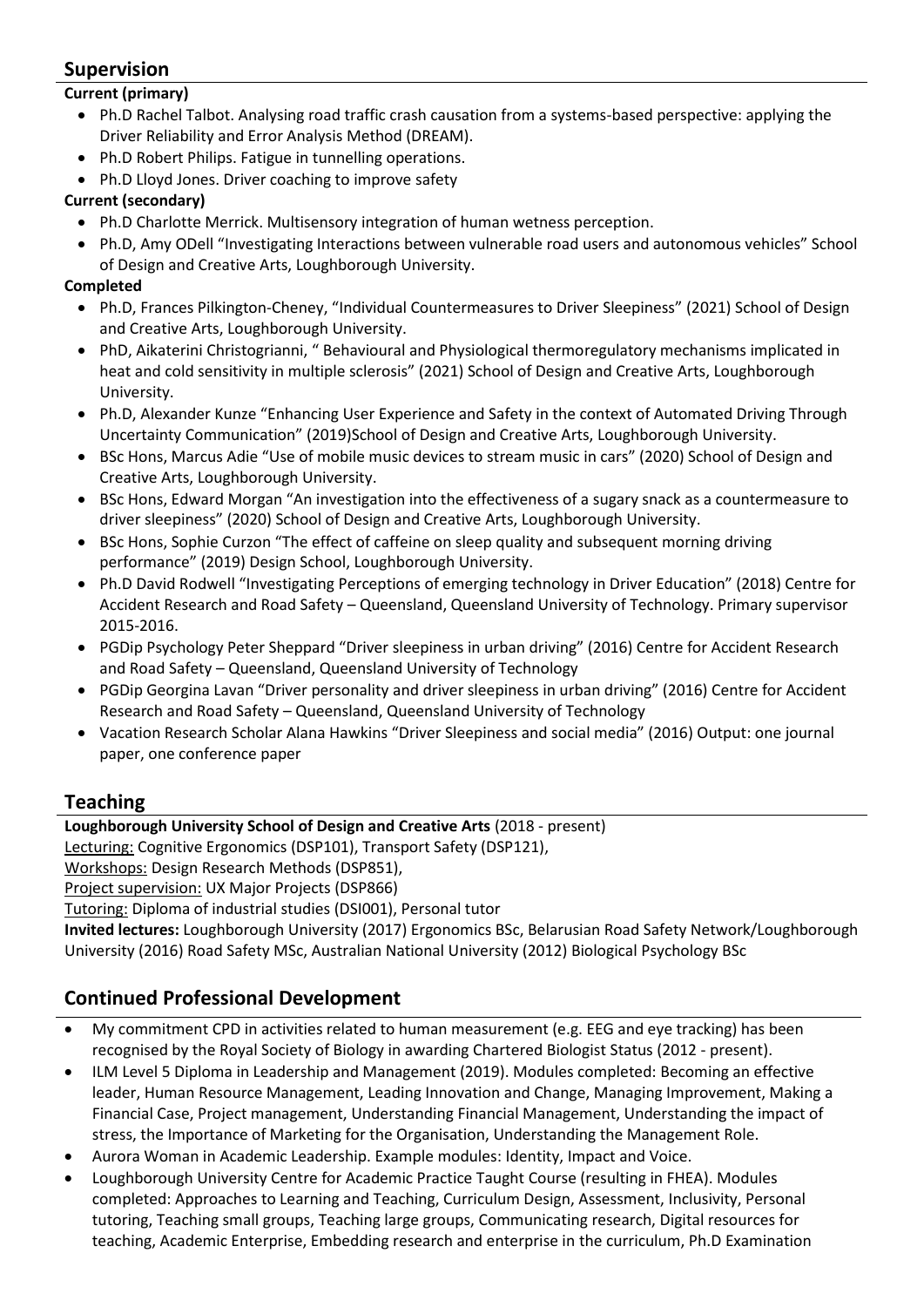## Supervision

**Current (primary)**

- Ph.D Rachel Talbot. Analysing road traffic crash causation from a systems-based perspective: applying the Driver Reliability and Error Analysis Method (DREAM).
- Ph.D Robert Philips. Fatigue in tunnelling operations.
- Ph.D Lloyd Jones. Driver coaching to improve safety

**Current (secondary)**

- Ph.D Charlotte Merrick. Multisensory integration of human wetness perception.
- Ph.D, Amy ODell "Investigating Interactions between vulnerable road users and autonomous vehicles" School of Design and Creative Arts, Loughborough University.

**Completed**

- Ph.D, Frances Pilkington-Cheney, "Individual Countermeasures to Driver Sleepiness" (2021) School of Design and Creative Arts, Loughborough University.
- PhD, Aikaterini Christogrianni, " Behavioural and Physiological thermoregulatory mechanisms implicated in heat and cold sensitivity in multiple sclerosis" (2021) School of Design and Creative Arts, Loughborough University.
- Ph.D, Alexander Kunze "Enhancing User Experience and Safety in the context of Automated Driving Through Uncertainty Communication" (2019)School of Design and Creative Arts, Loughborough University.
- BSc Hons, Marcus Adie "Use of mobile music devices to stream music in cars" (2020) School of Design and Creative Arts, Loughborough University.
- BSc Hons, Edward Morgan "An investigation into the effectiveness of a sugary snack as a countermeasure to driver sleepiness" (2020) School of Design and Creative Arts, Loughborough University.
- BSc Hons, Sophie Curzon "The effect of caffeine on sleep quality and subsequent morning driving performance" (2019) Design School, Loughborough University.
- Ph.D David Rodwell "Investigating Perceptions of emerging technology in Driver Education" (2018) Centre for Accident Research and Road Safety – Queensland, Queensland University of Technology. Primary supervisor 2015-2016.
- PGDip Psychology Peter Sheppard "Driver sleepiness in urban driving" (2016) Centre for Accident Research and Road Safety – Queensland, Queensland University of Technology
- PGDip Georgina Lavan "Driver personality and driver sleepiness in urban driving" (2016) Centre for Accident Research and Road Safety – Queensland, Queensland University of Technology
- Vacation Research Scholar Alana Hawkins "Driver Sleepiness and social media" (2016) Output: one journal paper, one conference paper

## Teaching

**Loughborough University School of Design and Creative Arts** (2018 - present)

Lecturing: Cognitive Ergonomics (DSP101), Transport Safety (DSP121),

Workshops: Design Research Methods (DSP851),

Project supervision: UX Major Projects (DSP866)

Tutoring: Diploma of industrial studies (DSI001), Personal tutor

**Invited lectures:** Loughborough University (2017) Ergonomics BSc, Belarusian Road Safety Network/Loughborough University (2016) Road Safety MSc, Australian National University (2012) Biological Psychology BSc

## Continued Professional Development

- My commitment CPD in activities related to human measurement (e.g. EEG and eye tracking) has been recognised by the Royal Society of Biology in awarding Chartered Biologist Status (2012 - present).
- ILM Level 5 Diploma in Leadership and Management (2019). Modules completed: Becoming an effective leader, Human Resource Management, Leading Innovation and Change, Managing Improvement, Making a Financial Case, Project management, Understanding Financial Management, Understanding the impact of stress, the Importance of Marketing for the Organisation, Understanding the Management Role.
- Aurora Woman in Academic Leadership. Example modules: Identity, Impact and Voice.
- Loughborough University Centre for Academic Practice Taught Course (resulting in FHEA). Modules completed: Approaches to Learning and Teaching, Curriculum Design, Assessment, Inclusivity, Personal tutoring, Teaching small groups, Teaching large groups, Communicating research, Digital resources for teaching, Academic Enterprise, Embedding research and enterprise in the curriculum, Ph.D Examination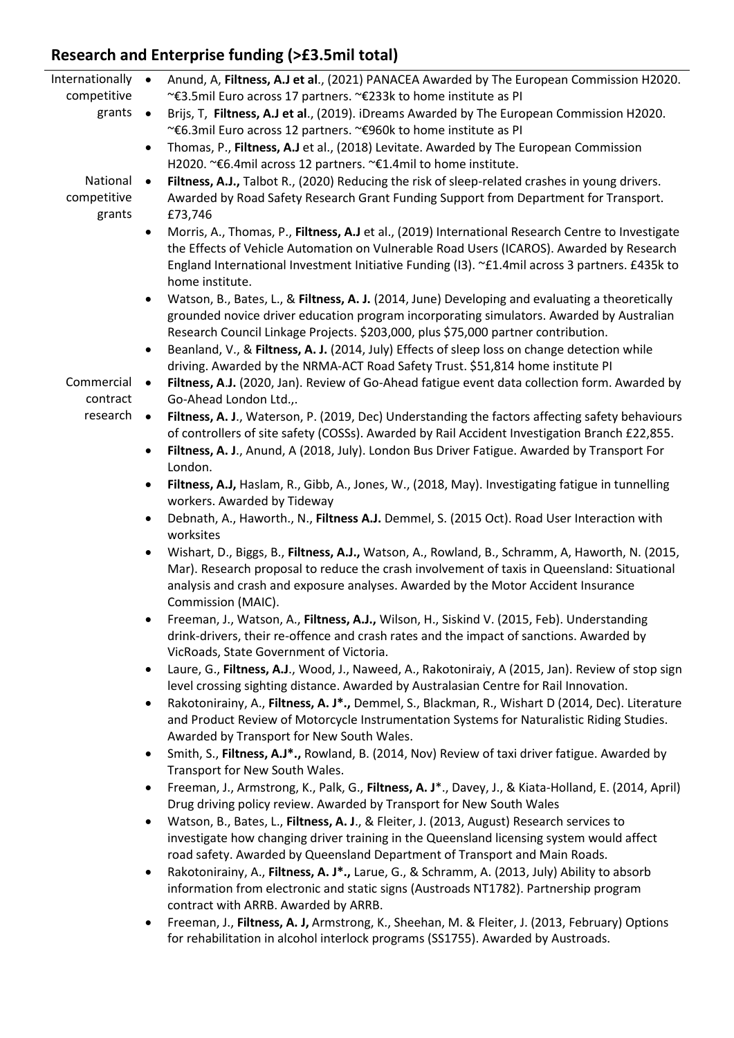## Research and Enterprise funding (>£3.5mil total)

**Internationally competitive grants**

- Anund, A, **Filtness, A.J et al**., (2021) PANACEA Awarded by The European Commission H2020. ~€3.5mil Euro across 17 partners. ~€233k to home institute as PI
- Brijs, T, **Filtness, A.J et al**., (2019). iDreams Awarded by The European Commission H2020. ~€6.3mil Euro across 12 partners. ~€960k to home institute as PI
- Thomas, P., **Filtness, A.J** et al., (2018) Levitate. Awarded by The European Commission H2020. ~€6.4mil across 12 partners. ~€1.4mil to home institute.

**National competitive grants**

- **Filtness, A.J.,** Talbot R., (2020) Reducing the risk of sleep-related crashes in young drivers. Awarded by Road Safety Research Grant Funding Support from Department for Transport. £73,746
- Morris, A., Thomas, P., **Filtness, A.J** et al., (2019) International Research Centre to Investigate the Effects of Vehicle Automation on Vulnerable Road Users (ICAROS). Awarded by Research England International Investment Initiative Funding (I3). ~£1.4mil across 3 partners. £435k to home institute.
- Watson, B., Bates, L., & **Filtness, A. J.** (2014, June) Developing and evaluating a theoretically grounded novice driver education program incorporating simulators. Awarded by Australian Research Council Linkage Projects. $203,000, plus $75,000 partner contribution.
- Beanland, V., & **Filtness, A. J.** (2014, July) Effects of sleep loss on change detection while driving. Awarded by the NRMA-ACT Road Safety Trust. $51,814 home institute PI

**Commercial contract research**

- **Filtness, A.J.** (2020, Jan). Review of Go-Ahead fatigue event data collection form. Awarded by Go-Ahead London Ltd.,.
- **Filtness, A. J**., Waterson, P. (2019, Dec) Understanding the factors affecting safety behaviours of controllers of site safety (COSSs). Awarded by Rail Accident Investigation Branch £22,855.
- **Filtness, A. J**., Anund, A (2018, July). London Bus Driver Fatigue. Awarded by Transport For London.
- **Filtness, A.J,** Haslam, R., Gibb, A., Jones, W., (2018, May). Investigating fatigue in tunnelling workers. Awarded by Tideway
- Debnath, A., Haworth., N., **Filtness A.J.** Demmel, S. (2015 Oct). Road User Interaction with worksites
- Wishart, D., Biggs, B., **Filtness, A.J.,** Watson, A., Rowland, B., Schramm, A, Haworth, N. (2015, Mar). Research proposal to reduce the crash involvement of taxis in Queensland: Situational analysis and crash and exposure analyses. Awarded by the Motor Accident Insurance Commission (MAIC).
- Freeman, J., Watson, A., **Filtness, A.J.,** Wilson, H., Siskind V. (2015, Feb). Understanding drink-drivers, their re-offence and crash rates and the impact of sanctions. Awarded by VicRoads, State Government of Victoria.
- Laure, G., **Filtness, A.J**., Wood, J., Naweed, A., Rakotoniraiy, A (2015, Jan). Review of stop sign level crossing sighting distance. Awarded by Australasian Centre for Rail Innovation.
- Rakotonirainy, A., **Filtness, A. J*.,** Demmel, S., Blackman, R., Wishart D (2014, Dec). Literature and Product Review of Motorcycle Instrumentation Systems for Naturalistic Riding Studies. Awarded by Transport for New South Wales.
- Smith, S., **Filtness, A.J*.,** Rowland, B. (2014, Nov) Review of taxi driver fatigue. Awarded by Transport for New South Wales.
- Freeman, J., Armstrong, K., Palk, G., **Filtness, A. J***., Davey, J., & Kiata-Holland, E. (2014, April) Drug driving policy review. Awarded by Transport for New South Wales
- Watson, B., Bates, L., **Filtness, A. J**., & Fleiter, J. (2013, August) Research services to investigate how changing driver training in the Queensland licensing system would affect road safety. Awarded by Queensland Department of Transport and Main Roads.
- Rakotonirainy, A., **Filtness, A. J*.,** Larue, G., & Schramm, A. (2013, July) Ability to absorb information from electronic and static signs (Austroads NT1782). Partnership program contract with ARRB. Awarded by ARRB.
- Freeman, J., **Filtness, A. J,** Armstrong, K., Sheehan, M. & Fleiter, J. (2013, February) Options for rehabilitation in alcohol interlock programs (SS1755). Awarded by Austroads.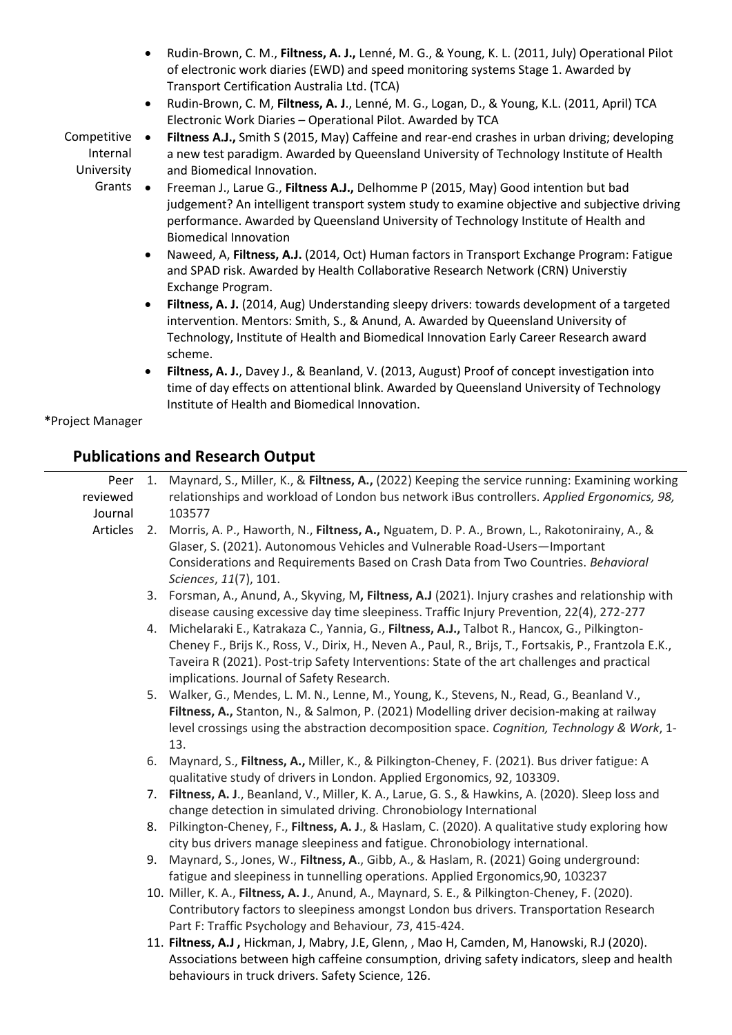- Rudin-Brown, C. M., **Filtness, A. J.,** Lenné, M. G., & Young, K. L. (2011, July) Operational Pilot of electronic work diaries (EWD) and speed monitoring systems Stage 1. Awarded by Transport Certification Australia Ltd. (TCA)
- Rudin-Brown, C. M, **Filtness, A. J**., Lenné, M. G., Logan, D., & Young, K.L. (2011, April) TCA Electronic Work Diaries – Operational Pilot. Awarded by TCA

Competitive Internal University Grants

- **Filtness A.J.,** Smith S (2015, May) Caffeine and rear-end crashes in urban driving; developing a new test paradigm. Awarded by Queensland University of Technology Institute of Health and Biomedical Innovation.
- Freeman J., Larue G., **Filtness A.J.,** Delhomme P (2015, May) Good intention but bad judgement? An intelligent transport system study to examine objective and subjective driving performance. Awarded by Queensland University of Technology Institute of Health and Biomedical Innovation
- Naweed, A, **Filtness, A.J.** (2014, Oct) Human factors in Transport Exchange Program: Fatigue and SPAD risk. Awarded by Health Collaborative Research Network (CRN) Universtiy Exchange Program.
- **Filtness, A. J.** (2014, Aug) Understanding sleepy drivers: towards development of a targeted intervention. Mentors: Smith, S., & Anund, A. Awarded by Queensland University of Technology, Institute of Health and Biomedical Innovation Early Career Research award scheme.
- **Filtness, A. J.**, Davey J., & Beanland, V. (2013, August) Proof of concept investigation into time of day effects on attentional blink. Awarded by Queensland University of Technology Institute of Health and Biomedical Innovation.

***Project Manager**

## Publications and Research Output

Peer reviewed Journal Articles

1. Maynard, S., Miller, K., & **Filtness, A.,** (2022) Keeping the service running: Examining working relationships and workload of London bus network iBus controllers. *Applied Ergonomics, 98,* 103577
2. Morris, A. P., Haworth, N., **Filtness, A.,** Nguatem, D. P. A., Brown, L., Rakotonirainy, A., & Glaser, S. (2021). Autonomous Vehicles and Vulnerable Road-Users—Important Considerations and Requirements Based on Crash Data from Two Countries. *Behavioral Sciences*, *11*(7), 101.
3. Forsman, A., Anund, A., Skyving, M**, Filtness, A.J** (2021). Injury crashes and relationship with disease causing excessive day time sleepiness. Traffic Injury Prevention, 22(4), 272-277
4. Michelaraki E., Katrakaza C., Yannia, G., **Filtness, A.J.,** Talbot R., Hancox, G., Pilkington-Cheney F., Brijs K., Ross, V., Dirix, H., Neven A., Paul, R., Brijs, T., Fortsakis, P., Frantzola E.K., Taveira R (2021). Post-trip Safety Interventions: State of the art challenges and practical implications. Journal of Safety Research.
5. Walker, G., Mendes, L. M. N., Lenne, M., Young, K., Stevens, N., Read, G., Beanland V., **Filtness, A.,** Stanton, N., & Salmon, P. (2021) Modelling driver decision-making at railway level crossings using the abstraction decomposition space. *Cognition, Technology & Work*, 1-13.
6. Maynard, S., **Filtness, A.,** Miller, K., & Pilkington-Cheney, F. (2021). Bus driver fatigue: A qualitative study of drivers in London. Applied Ergonomics, 92, 103309.
7. **Filtness, A. J**., Beanland, V., Miller, K. A., Larue, G. S., & Hawkins, A. (2020). Sleep loss and change detection in simulated driving. Chronobiology International
8. Pilkington-Cheney, F., **Filtness, A. J**., & Haslam, C. (2020). A qualitative study exploring how city bus drivers manage sleepiness and fatigue. Chronobiology international.
9. Maynard, S., Jones, W., **Filtness, A**., Gibb, A., & Haslam, R. (2021) Going underground: fatigue and sleepiness in tunnelling operations. Applied Ergonomics,90, 103237
10. Miller, K. A., **Filtness, A. J**., Anund, A., Maynard, S. E., & Pilkington-Cheney, F. (2020). Contributory factors to sleepiness amongst London bus drivers. Transportation Research Part F: Traffic Psychology and Behaviour, *73*, 415-424.
11. **Filtness, A.J ,** Hickman, J, Mabry, J.E, Glenn, , Mao H, Camden, M, Hanowski, R.J (2020). Associations between high caffeine consumption, driving safety indicators, sleep and health behaviours in truck drivers. Safety Science, 126.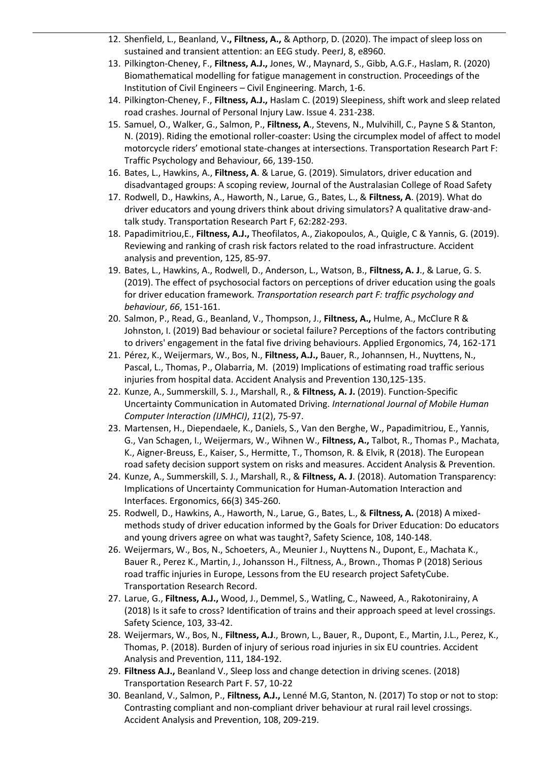12. Shenfield, L., Beanland, V**., Filtness, A.,** & Apthorp, D. (2020). The impact of sleep loss on sustained and transient attention: an EEG study. PeerJ, 8, e8960.
13. Pilkington-Cheney, F., **Filtness, A.J.,** Jones, W., Maynard, S., Gibb, A.G.F., Haslam, R. (2020) Biomathematical modelling for fatigue management in construction. Proceedings of the Institution of Civil Engineers – Civil Engineering. March, 1-6.
14. Pilkington-Cheney, F., **Filtness, A.J.,** Haslam C. (2019) Sleepiness, shift work and sleep related road crashes. Journal of Personal Injury Law. Issue 4. 231-238.
15. Samuel, O., Walker, G., Salmon, P., **Filtness, A**., Stevens, N., Mulvihill, C., Payne S & Stanton, N. (2019). Riding the emotional roller-coaster: Using the circumplex model of affect to model motorcycle riders' emotional state-changes at intersections. Transportation Research Part F: Traffic Psychology and Behaviour, 66, 139-150.
16. Bates, L., Hawkins, A., **Filtness, A**. & Larue, G. (2019). Simulators, driver education and disadvantaged groups: A scoping review, Journal of the Australasian College of Road Safety
17. Rodwell, D., Hawkins, A., Haworth, N., Larue, G., Bates, L., & **Filtness, A**. (2019). What do driver educators and young drivers think about driving simulators? A qualitative draw-and-talk study. Transportation Research Part F, 62:282-293.
18. Papadimitriou,E., **Filtness, A.J.,** Theofilatos, A., Ziakopoulos, A., Quigle, C & Yannis, G. (2019). Reviewing and ranking of crash risk factors related to the road infrastructure. Accident analysis and prevention, 125, 85-97.
19. Bates, L., Hawkins, A., Rodwell, D., Anderson, L., Watson, B., **Filtness, A. J**., & Larue, G. S. (2019). The effect of psychosocial factors on perceptions of driver education using the goals for driver education framework. *Transportation research part F: traffic psychology and behaviour*, *66*, 151-161.
20. Salmon, P., Read, G., Beanland, V., Thompson, J., **Filtness, A.,** Hulme, A., McClure R & Johnston, I. (2019) Bad behaviour or societal failure? Perceptions of the factors contributing to drivers' engagement in the fatal five driving behaviours. Applied Ergonomics, 74, 162-171
21. Pérez, K., Weijermars, W., Bos, N., **Filtness, A.J.,** Bauer, R., Johannsen, H., Nuyttens, N., Pascal, L., Thomas, P., Olabarria, M. (2019) Implications of estimating road traffic serious injuries from hospital data. Accident Analysis and Prevention 130,125-135.
22. Kunze, A., Summerskill, S. J., Marshall, R., & **Filtness, A. J.** (2019). Function-Specific Uncertainty Communication in Automated Driving. *International Journal of Mobile Human Computer Interaction (IJMHCI)*, *11*(2), 75-97.
23. Martensen, H., Diependaele, K., Daniels, S., Van den Berghe, W., Papadimitriou, E., Yannis, G., Van Schagen, I., Weijermars, W., Wihnen W., **Filtness, A.,** Talbot, R., Thomas P., Machata, K., Aigner-Breuss, E., Kaiser, S., Hermitte, T., Thomson, R. & Elvik, R (2018). The European road safety decision support system on risks and measures. Accident Analysis & Prevention.
24. Kunze, A., Summerskill, S. J., Marshall, R., & **Filtness, A. J**. (2018). Automation Transparency: Implications of Uncertainty Communication for Human-Automation Interaction and Interfaces. Ergonomics, 66(3) 345-260.
25. Rodwell, D., Hawkins, A., Haworth, N., Larue, G., Bates, L., & **Filtness, A.** (2018) A mixed-methods study of driver education informed by the Goals for Driver Education: Do educators and young drivers agree on what was taught?, Safety Science, 108, 140-148.
26. Weijermars, W., Bos, N., Schoeters, A., Meunier J., Nuyttens N., Dupont, E., Machata K., Bauer R., Perez K., Martin, J., Johansson H., Filtness, A., Brown., Thomas P (2018) Serious road traffic injuries in Europe, Lessons from the EU research project SafetyCube. Transportation Research Record.
27. Larue, G., **Filtness, A.J.,** Wood, J., Demmel, S., Watling, C., Naweed, A., Rakotonirainy, A (2018) Is it safe to cross? Identification of trains and their approach speed at level crossings. Safety Science, 103, 33-42.
28. Weijermars, W., Bos, N., **Filtness, A.J**., Brown, L., Bauer, R., Dupont, E., Martin, J.L., Perez, K., Thomas, P. (2018). Burden of injury of serious road injuries in six EU countries. Accident Analysis and Prevention, 111, 184-192.
29. **Filtness A.J.,** Beanland V., Sleep loss and change detection in driving scenes. (2018) Transportation Research Part F. 57, 10-22
30. Beanland, V., Salmon, P., **Filtness, A.J.,** Lenné M.G, Stanton, N. (2017) To stop or not to stop: Contrasting compliant and non-compliant driver behaviour at rural rail level crossings. Accident Analysis and Prevention, 108, 209-219.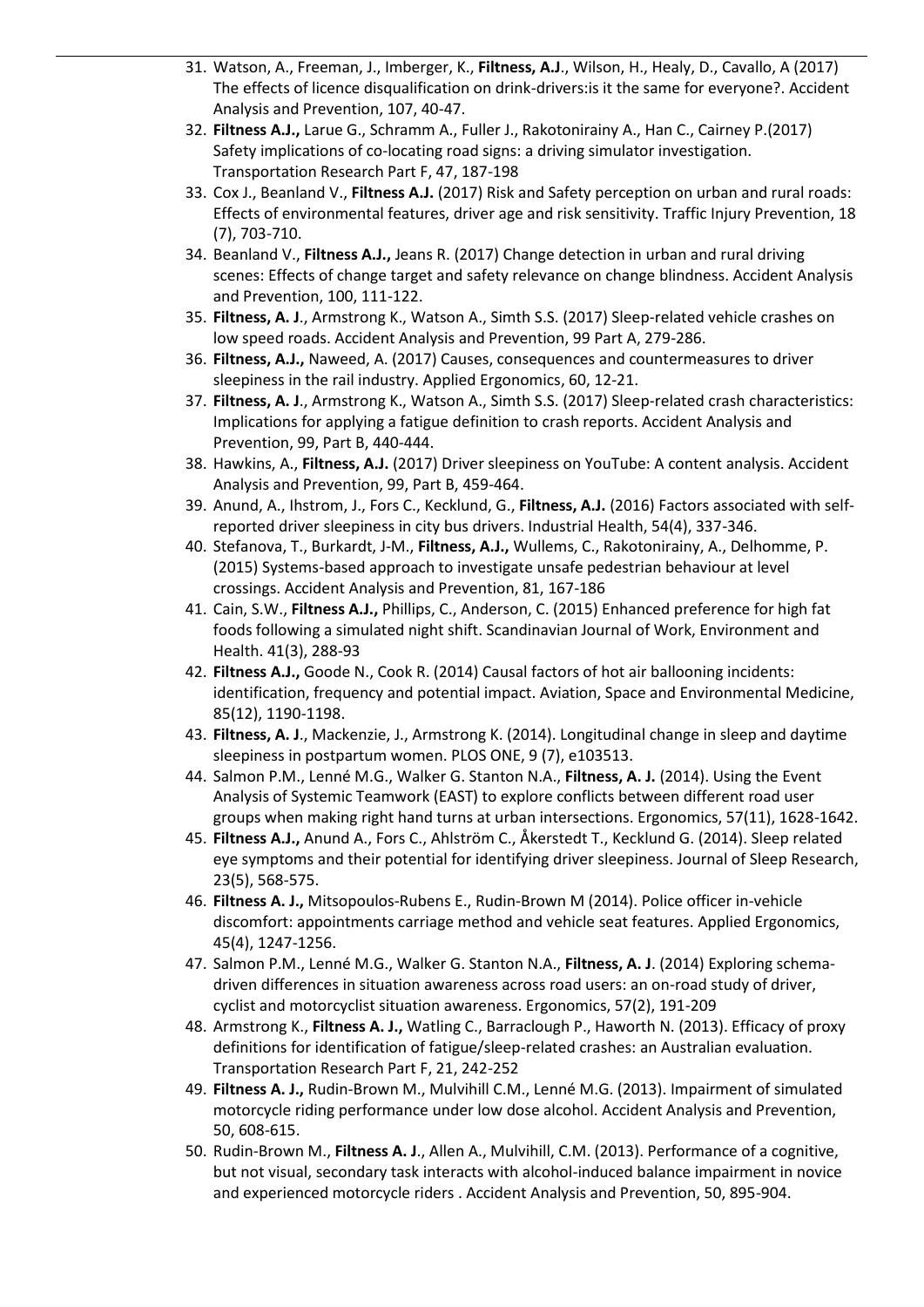31. Watson, A., Freeman, J., Imberger, K., **Filtness, A.J**., Wilson, H., Healy, D., Cavallo, A (2017) The effects of licence disqualification on drink-drivers:is it the same for everyone?. Accident Analysis and Prevention, 107, 40-47.
32. **Filtness A.J.,** Larue G., Schramm A., Fuller J., Rakotonirainy A., Han C., Cairney P.(2017) Safety implications of co-locating road signs: a driving simulator investigation. Transportation Research Part F, 47, 187-198
33. Cox J., Beanland V., **Filtness A.J.** (2017) Risk and Safety perception on urban and rural roads: Effects of environmental features, driver age and risk sensitivity. Traffic Injury Prevention, 18 (7), 703-710.
34. Beanland V., **Filtness A.J.,** Jeans R. (2017) Change detection in urban and rural driving scenes: Effects of change target and safety relevance on change blindness. Accident Analysis and Prevention, 100, 111-122.
35. **Filtness, A. J**., Armstrong K., Watson A., Simth S.S. (2017) Sleep-related vehicle crashes on low speed roads. Accident Analysis and Prevention, 99 Part A, 279-286.
36. **Filtness, A.J.,** Naweed, A. (2017) Causes, consequences and countermeasures to driver sleepiness in the rail industry. Applied Ergonomics, 60, 12-21.
37. **Filtness, A. J**., Armstrong K., Watson A., Simth S.S. (2017) Sleep-related crash characteristics: Implications for applying a fatigue definition to crash reports. Accident Analysis and Prevention, 99, Part B, 440-444.
38. Hawkins, A., **Filtness, A.J.** (2017) Driver sleepiness on YouTube: A content analysis. Accident Analysis and Prevention, 99, Part B, 459-464.
39. Anund, A., Ihstrom, J., Fors C., Kecklund, G., **Filtness, A.J.** (2016) Factors associated with self-reported driver sleepiness in city bus drivers. Industrial Health, 54(4), 337-346.
40. Stefanova, T., Burkardt, J-M., **Filtness, A.J.,** Wullems, C., Rakotonirainy, A., Delhomme, P. (2015) Systems-based approach to investigate unsafe pedestrian behaviour at level crossings. Accident Analysis and Prevention, 81, 167-186
41. Cain, S.W., **Filtness A.J.,** Phillips, C., Anderson, C. (2015) Enhanced preference for high fat foods following a simulated night shift. Scandinavian Journal of Work, Environment and Health. 41(3), 288-93
42. **Filtness A.J.,** Goode N., Cook R. (2014) Causal factors of hot air ballooning incidents: identification, frequency and potential impact. Aviation, Space and Environmental Medicine, 85(12), 1190-1198.
43. **Filtness, A. J**., Mackenzie, J., Armstrong K. (2014). Longitudinal change in sleep and daytime sleepiness in postpartum women. PLOS ONE, 9 (7), e103513.
44. Salmon P.M., Lenné M.G., Walker G. Stanton N.A., **Filtness, A. J.** (2014). Using the Event Analysis of Systemic Teamwork (EAST) to explore conflicts between different road user groups when making right hand turns at urban intersections. Ergonomics, 57(11), 1628-1642.
45. **Filtness A.J.,** Anund A., Fors C., Ahlström C., Åkerstedt T., Kecklund G. (2014). Sleep related eye symptoms and their potential for identifying driver sleepiness. Journal of Sleep Research, 23(5), 568-575.
46. **Filtness A. J.,** Mitsopoulos-Rubens E., Rudin-Brown M (2014). Police officer in-vehicle discomfort: appointments carriage method and vehicle seat features. Applied Ergonomics, 45(4), 1247-1256.
47. Salmon P.M., Lenné M.G., Walker G. Stanton N.A., **Filtness, A. J**. (2014) Exploring schema-driven differences in situation awareness across road users: an on-road study of driver, cyclist and motorcyclist situation awareness. Ergonomics, 57(2), 191-209
48. Armstrong K., **Filtness A. J.,** Watling C., Barraclough P., Haworth N. (2013). Efficacy of proxy definitions for identification of fatigue/sleep-related crashes: an Australian evaluation. Transportation Research Part F, 21, 242-252
49. **Filtness A. J.,** Rudin-Brown M., Mulvihill C.M., Lenné M.G. (2013). Impairment of simulated motorcycle riding performance under low dose alcohol. Accident Analysis and Prevention, 50, 608-615.
50. Rudin-Brown M., **Filtness A. J**., Allen A., Mulvihill, C.M. (2013). Performance of a cognitive, but not visual, secondary task interacts with alcohol-induced balance impairment in novice and experienced motorcycle riders . Accident Analysis and Prevention, 50, 895-904.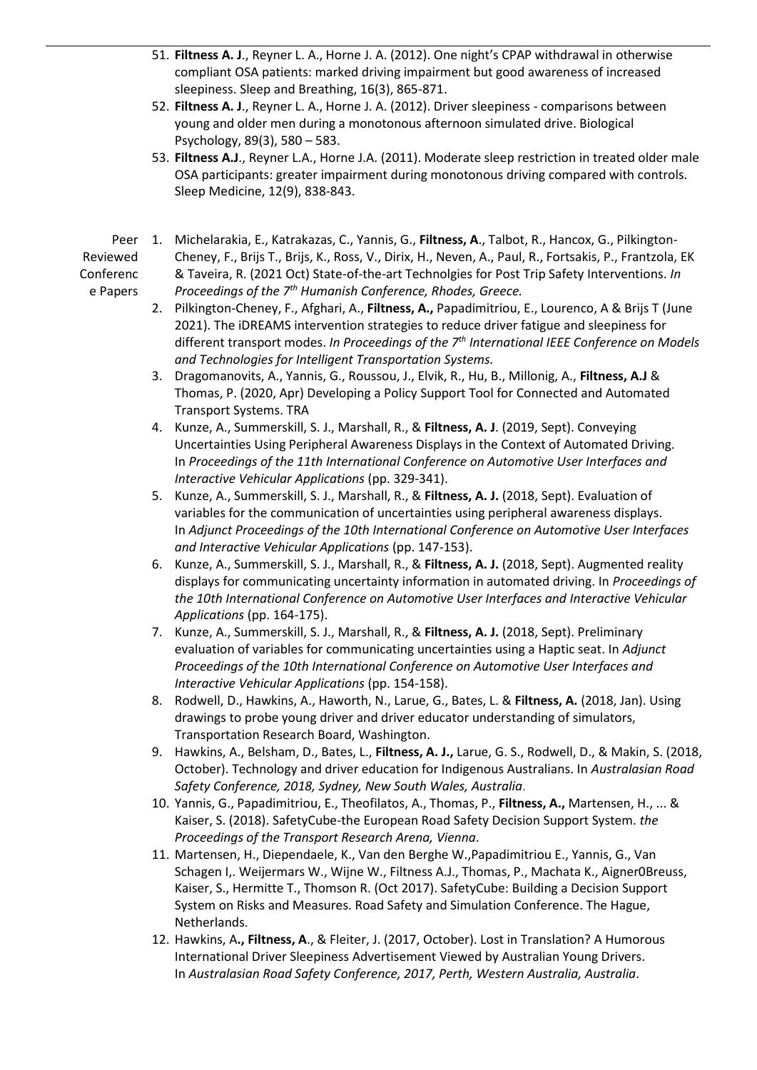51. **Filtness A. J**., Reyner L. A., Horne J. A. (2012). One night's CPAP withdrawal in otherwise compliant OSA patients: marked driving impairment but good awareness of increased sleepiness. Sleep and Breathing, 16(3), 865-871.
52. **Filtness A. J**., Reyner L. A., Horne J. A. (2012). Driver sleepiness - comparisons between young and older men during a monotonous afternoon simulated drive. Biological Psychology, 89(3), 580 – 583.
53. **Filtness A.J**., Reyner L.A., Horne J.A. (2011). Moderate sleep restriction in treated older male OSA participants: greater impairment during monotonous driving compared with controls. Sleep Medicine, 12(9), 838-843.

Peer Reviewed Conference Papers

1. Michelarakia, E., Katrakazas, C., Yannis, G., **Filtness, A**., Talbot, R., Hancox, G., Pilkington-Cheney, F., Brijs T., Brijs, K., Ross, V., Dirix, H., Neven, A., Paul, R., Fortsakis, P., Frantzola, EK & Taveira, R. (2021 Oct) State-of-the-art Technolgies for Post Trip Safety Interventions. *In Proceedings of the 7th Humanish Conference, Rhodes, Greece.*
2. Pilkington-Cheney, F., Afghari, A., **Filtness, A.,** Papadimitriou, E., Lourenco, A & Brijs T (June 2021). The iDREAMS intervention strategies to reduce driver fatigue and sleepiness for different transport modes. *In Proceedings of the 7th International IEEE Conference on Models and Technologies for Intelligent Transportation Systems.*
3. Dragomanovits, A., Yannis, G., Roussou, J., Elvik, R., Hu, B., Millonig, A., **Filtness, A.J** & Thomas, P. (2020, Apr) Developing a Policy Support Tool for Connected and Automated Transport Systems. TRA
4. Kunze, A., Summerskill, S. J., Marshall, R., & **Filtness, A. J**. (2019, Sept). Conveying Uncertainties Using Peripheral Awareness Displays in the Context of Automated Driving. In *Proceedings of the 11th International Conference on Automotive User Interfaces and Interactive Vehicular Applications* (pp. 329-341).
5. Kunze, A., Summerskill, S. J., Marshall, R., & **Filtness, A. J.** (2018, Sept). Evaluation of variables for the communication of uncertainties using peripheral awareness displays. In *Adjunct Proceedings of the 10th International Conference on Automotive User Interfaces and Interactive Vehicular Applications* (pp. 147-153).
6. Kunze, A., Summerskill, S. J., Marshall, R., & **Filtness, A. J.** (2018, Sept). Augmented reality displays for communicating uncertainty information in automated driving. In *Proceedings of the 10th International Conference on Automotive User Interfaces and Interactive Vehicular Applications* (pp. 164-175).
7. Kunze, A., Summerskill, S. J., Marshall, R., & **Filtness, A. J.** (2018, Sept). Preliminary evaluation of variables for communicating uncertainties using a Haptic seat. In *Adjunct Proceedings of the 10th International Conference on Automotive User Interfaces and Interactive Vehicular Applications* (pp. 154-158).
8. Rodwell, D., Hawkins, A., Haworth, N., Larue, G., Bates, L. & **Filtness, A.** (2018, Jan). Using drawings to probe young driver and driver educator understanding of simulators, Transportation Research Board, Washington.
9. Hawkins, A., Belsham, D., Bates, L., **Filtness, A. J.,** Larue, G. S., Rodwell, D., & Makin, S. (2018, October). Technology and driver education for Indigenous Australians. In *Australasian Road Safety Conference, 2018, Sydney, New South Wales, Australia*.
10. Yannis, G., Papadimitriou, E., Theofilatos, A., Thomas, P., **Filtness, A.,** Martensen, H., ... & Kaiser, S. (2018). SafetyCube-the European Road Safety Decision Support System. *the Proceedings of the Transport Research Arena, Vienna*.
11. Martensen, H., Diependaele, K., Van den Berghe W.,Papadimitriou E., Yannis, G., Van Schagen I,. Weijermars W., Wijne W., Filtness A.J., Thomas, P., Machata K., Aigner0Breuss, Kaiser, S., Hermitte T., Thomson R. (Oct 2017). SafetyCube: Building a Decision Support System on Risks and Measures. Road Safety and Simulation Conference. The Hague, Netherlands.
12. Hawkins, A**., Filtness, A**., & Fleiter, J. (2017, October). Lost in Translation? A Humorous International Driver Sleepiness Advertisement Viewed by Australian Young Drivers. In *Australasian Road Safety Conference, 2017, Perth, Western Australia, Australia*.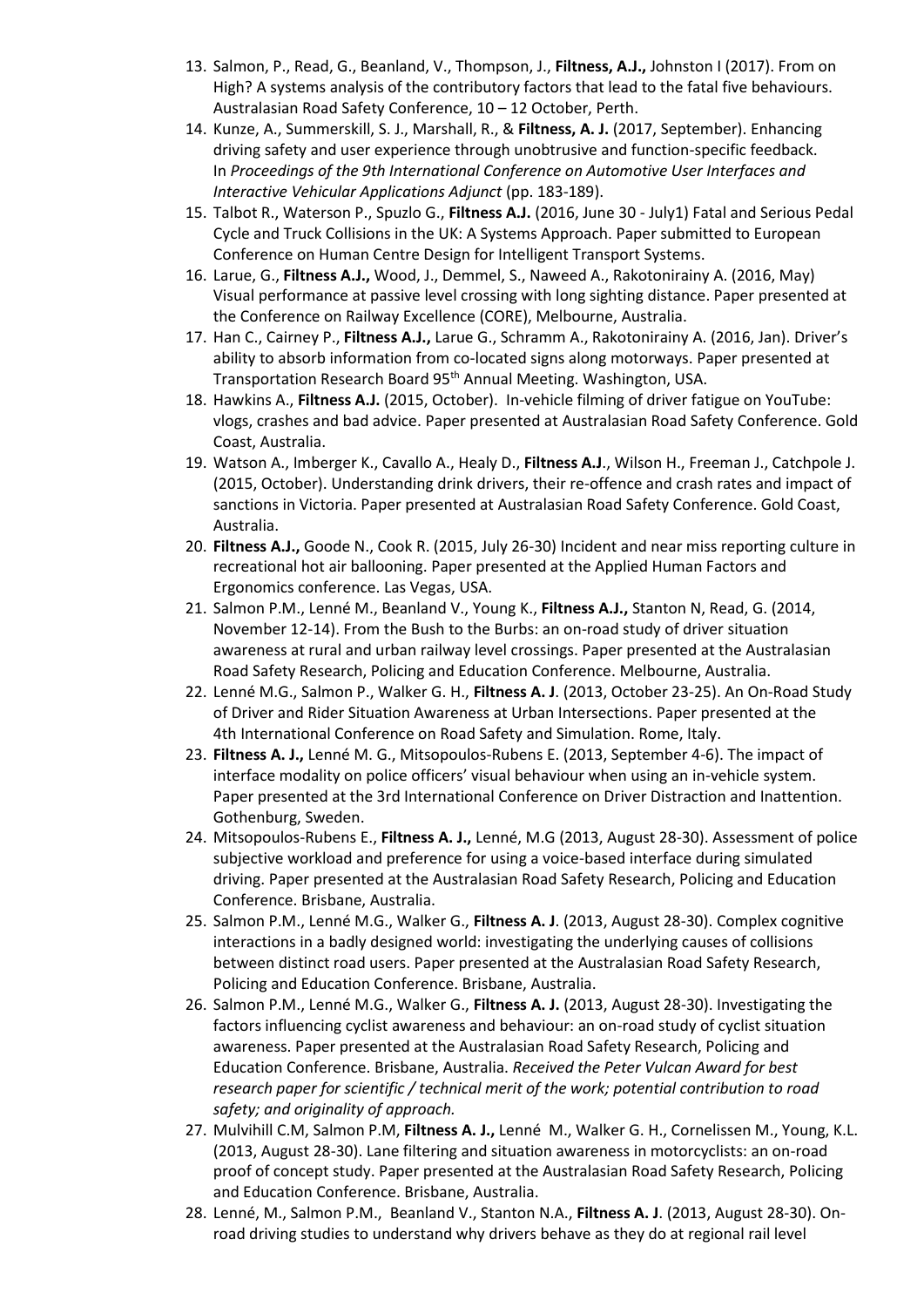13. Salmon, P., Read, G., Beanland, V., Thompson, J., **Filtness, A.J.,** Johnston I (2017). From on High? A systems analysis of the contributory factors that lead to the fatal five behaviours. Australasian Road Safety Conference, 10 – 12 October, Perth.
14. Kunze, A., Summerskill, S. J., Marshall, R., & **Filtness, A. J.** (2017, September). Enhancing driving safety and user experience through unobtrusive and function-specific feedback. In *Proceedings of the 9th International Conference on Automotive User Interfaces and Interactive Vehicular Applications Adjunct* (pp. 183-189).
15. Talbot R., Waterson P., Spuzlo G., **Filtness A.J.** (2016, June 30 - July1) Fatal and Serious Pedal Cycle and Truck Collisions in the UK: A Systems Approach. Paper submitted to European Conference on Human Centre Design for Intelligent Transport Systems.
16. Larue, G., **Filtness A.J.,** Wood, J., Demmel, S., Naweed A., Rakotonirainy A. (2016, May) Visual performance at passive level crossing with long sighting distance. Paper presented at the Conference on Railway Excellence (CORE), Melbourne, Australia.
17. Han C., Cairney P., **Filtness A.J.,** Larue G., Schramm A., Rakotonirainy A. (2016, Jan). Driver's ability to absorb information from co-located signs along motorways. Paper presented at Transportation Research Board 95th Annual Meeting. Washington, USA.
18. Hawkins A., **Filtness A.J.** (2015, October). In-vehicle filming of driver fatigue on YouTube: vlogs, crashes and bad advice. Paper presented at Australasian Road Safety Conference. Gold Coast, Australia.
19. Watson A., Imberger K., Cavallo A., Healy D., **Filtness A.J**., Wilson H., Freeman J., Catchpole J. (2015, October). Understanding drink drivers, their re-offence and crash rates and impact of sanctions in Victoria. Paper presented at Australasian Road Safety Conference. Gold Coast, Australia.
20. **Filtness A.J.,** Goode N., Cook R. (2015, July 26-30) Incident and near miss reporting culture in recreational hot air ballooning. Paper presented at the Applied Human Factors and Ergonomics conference. Las Vegas, USA.
21. Salmon P.M., Lenné M., Beanland V., Young K., **Filtness A.J.,** Stanton N, Read, G. (2014, November 12-14). From the Bush to the Burbs: an on-road study of driver situation awareness at rural and urban railway level crossings. Paper presented at the Australasian Road Safety Research, Policing and Education Conference. Melbourne, Australia.
22. Lenné M.G., Salmon P., Walker G. H., **Filtness A. J**. (2013, October 23-25). An On-Road Study of Driver and Rider Situation Awareness at Urban Intersections. Paper presented at the 4th International Conference on Road Safety and Simulation. Rome, Italy.
23. **Filtness A. J.,** Lenné M. G., Mitsopoulos-Rubens E. (2013, September 4-6). The impact of interface modality on police officers' visual behaviour when using an in-vehicle system. Paper presented at the 3rd International Conference on Driver Distraction and Inattention. Gothenburg, Sweden.
24. Mitsopoulos-Rubens E., **Filtness A. J.,** Lenné, M.G (2013, August 28-30). Assessment of police subjective workload and preference for using a voice-based interface during simulated driving. Paper presented at the Australasian Road Safety Research, Policing and Education Conference. Brisbane, Australia.
25. Salmon P.M., Lenné M.G., Walker G., **Filtness A. J**. (2013, August 28-30). Complex cognitive interactions in a badly designed world: investigating the underlying causes of collisions between distinct road users. Paper presented at the Australasian Road Safety Research, Policing and Education Conference. Brisbane, Australia.
26. Salmon P.M., Lenné M.G., Walker G., **Filtness A. J.** (2013, August 28-30). Investigating the factors influencing cyclist awareness and behaviour: an on-road study of cyclist situation awareness. Paper presented at the Australasian Road Safety Research, Policing and Education Conference. Brisbane, Australia. *Received the Peter Vulcan Award for best research paper for scientific / technical merit of the work; potential contribution to road safety; and originality of approach.*
27. Mulvihill C.M, Salmon P.M, **Filtness A. J.,** Lenné M., Walker G. H., Cornelissen M., Young, K.L. (2013, August 28-30). Lane filtering and situation awareness in motorcyclists: an on-road proof of concept study. Paper presented at the Australasian Road Safety Research, Policing and Education Conference. Brisbane, Australia.
28. Lenné, M., Salmon P.M., Beanland V., Stanton N.A., **Filtness A. J**. (2013, August 28-30). On-road driving studies to understand why drivers behave as they do at regional rail level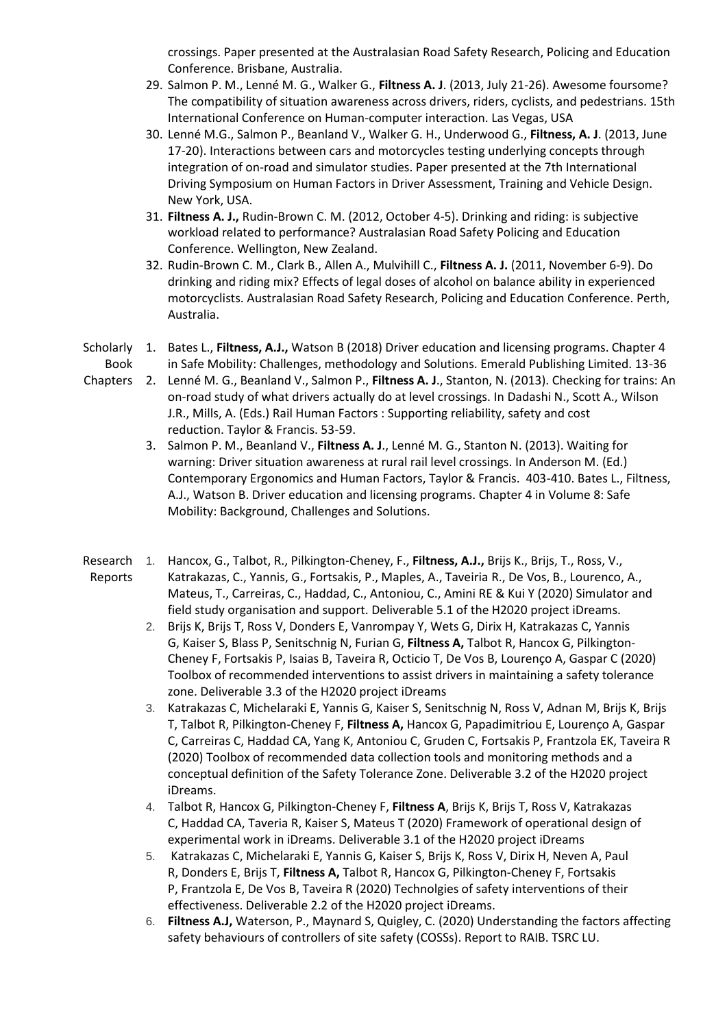crossings. Paper presented at the Australasian Road Safety Research, Policing and Education Conference. Brisbane, Australia.

29. Salmon P. M., Lenné M. G., Walker G., **Filtness A. J**. (2013, July 21-26). Awesome foursome? The compatibility of situation awareness across drivers, riders, cyclists, and pedestrians. 15th International Conference on Human-computer interaction. Las Vegas, USA
30. Lenné M.G., Salmon P., Beanland V., Walker G. H., Underwood G., **Filtness, A. J**. (2013, June 17-20). Interactions between cars and motorcycles testing underlying concepts through integration of on-road and simulator studies. Paper presented at the 7th International Driving Symposium on Human Factors in Driver Assessment, Training and Vehicle Design. New York, USA.
31. **Filtness A. J.,** Rudin-Brown C. M. (2012, October 4-5). Drinking and riding: is subjective workload related to performance? Australasian Road Safety Policing and Education Conference. Wellington, New Zealand.
32. Rudin-Brown C. M., Clark B., Allen A., Mulvihill C., **Filtness A. J.** (2011, November 6-9). Do drinking and riding mix? Effects of legal doses of alcohol on balance ability in experienced motorcyclists. Australasian Road Safety Research, Policing and Education Conference. Perth, Australia.

## Scholarly Book Chapters

1. Bates L., **Filtness, A.J.,** Watson B (2018) Driver education and licensing programs. Chapter 4 in Safe Mobility: Challenges, methodology and Solutions. Emerald Publishing Limited. 13-36
2. Lenné M. G., Beanland V., Salmon P., **Filtness A. J**., Stanton, N. (2013). Checking for trains: An on-road study of what drivers actually do at level crossings. In Dadashi N., Scott A., Wilson J.R., Mills, A. (Eds.) Rail Human Factors : Supporting reliability, safety and cost reduction. Taylor & Francis. 53-59.
3. Salmon P. M., Beanland V., **Filtness A. J**., Lenné M. G., Stanton N. (2013). Waiting for warning: Driver situation awareness at rural rail level crossings. In Anderson M. (Ed.) Contemporary Ergonomics and Human Factors, Taylor & Francis. 403-410. Bates L., Filtness, A.J., Watson B. Driver education and licensing programs. Chapter 4 in Volume 8: Safe Mobility: Background, Challenges and Solutions.

## Research Reports

1. Hancox, G., Talbot, R., Pilkington-Cheney, F., **Filtness, A.J.,** Brijs K., Brijs, T., Ross, V., Katrakazas, C., Yannis, G., Fortsakis, P., Maples, A., Taveiria R., De Vos, B., Lourenco, A., Mateus, T., Carreiras, C., Haddad, C., Antoniou, C., Amini RE & Kui Y (2020) Simulator and field study organisation and support. Deliverable 5.1 of the H2020 project iDreams.
2. Brijs K, Brijs T, Ross V, Donders E, Vanrompay Y, Wets G, Dirix H, Katrakazas C, Yannis G, Kaiser S, Blass P, Senitschnig N, Furian G, **Filtness A,** Talbot R, Hancox G, Pilkington-Cheney F, Fortsakis P, Isaias B, Taveira R, Octicio T, De Vos B, Lourenço A, Gaspar C (2020) Toolbox of recommended interventions to assist drivers in maintaining a safety tolerance zone. Deliverable 3.3 of the H2020 project iDreams
3. Katrakazas C, Michelaraki E, Yannis G, Kaiser S, Senitschnig N, Ross V, Adnan M, Brijs K, Brijs T, Talbot R, Pilkington-Cheney F, **Filtness A,** Hancox G, Papadimitriou E, Lourenço A, Gaspar C, Carreiras C, Haddad CA, Yang K, Antoniou C, Gruden C, Fortsakis P, Frantzola EK, Taveira R (2020) Toolbox of recommended data collection tools and monitoring methods and a conceptual definition of the Safety Tolerance Zone. Deliverable 3.2 of the H2020 project iDreams.
4. Talbot R, Hancox G, Pilkington-Cheney F, **Filtness A**, Brijs K, Brijs T, Ross V, Katrakazas C, Haddad CA, Taveria R, Kaiser S, Mateus T (2020) Framework of operational design of experimental work in iDreams. Deliverable 3.1 of the H2020 project iDreams
5. Katrakazas C, Michelaraki E, Yannis G, Kaiser S, Brijs K, Ross V, Dirix H, Neven A, Paul R, Donders E, Brijs T, **Filtness A,** Talbot R, Hancox G, Pilkington-Cheney F, Fortsakis P, Frantzola E, De Vos B, Taveira R (2020) Technolgies of safety interventions of their effectiveness. Deliverable 2.2 of the H2020 project iDreams.
6. **Filtness A.J,** Waterson, P., Maynard S, Quigley, C. (2020) Understanding the factors affecting safety behaviours of controllers of site safety (COSSs). Report to RAIB. TSRC LU.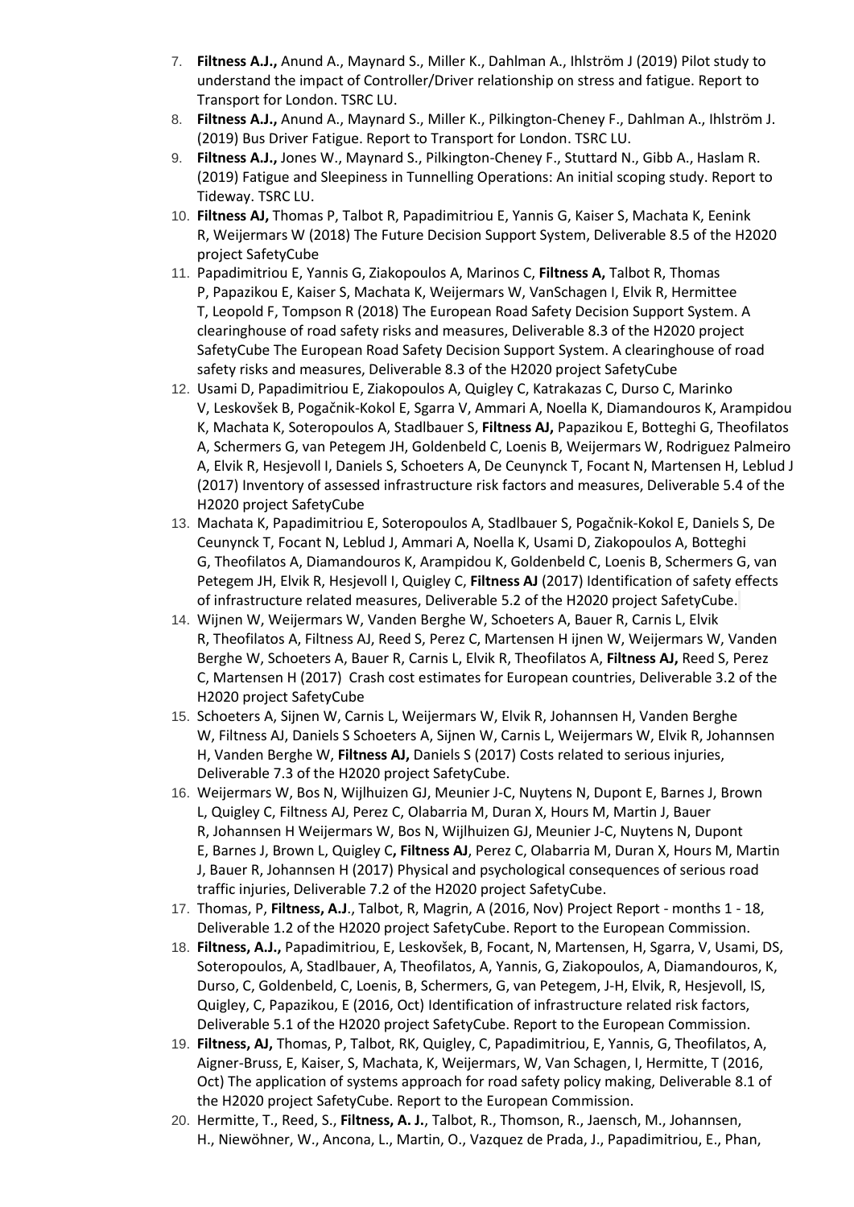7. **Filtness A.J.,** Anund A., Maynard S., Miller K., Dahlman A., Ihlström J (2019) Pilot study to understand the impact of Controller/Driver relationship on stress and fatigue. Report to Transport for London. TSRC LU.
8. **Filtness A.J.,** Anund A., Maynard S., Miller K., Pilkington-Cheney F., Dahlman A., Ihlström J. (2019) Bus Driver Fatigue. Report to Transport for London. TSRC LU.
9. **Filtness A.J.,** Jones W., Maynard S., Pilkington-Cheney F., Stuttard N., Gibb A., Haslam R. (2019) Fatigue and Sleepiness in Tunnelling Operations: An initial scoping study. Report to Tideway. TSRC LU.
10. **Filtness AJ,** Thomas P, Talbot R, Papadimitriou E, Yannis G, Kaiser S, Machata K, Eenink R, Weijermars W (2018) The Future Decision Support System, Deliverable 8.5 of the H2020 project SafetyCube
11. Papadimitriou E, Yannis G, Ziakopoulos A, Marinos C, **Filtness A,** Talbot R, Thomas P, Papazikou E, Kaiser S, Machata K, Weijermars W, VanSchagen I, Elvik R, Hermittee T, Leopold F, Tompson R (2018) The European Road Safety Decision Support System. A clearinghouse of road safety risks and measures, Deliverable 8.3 of the H2020 project SafetyCube The European Road Safety Decision Support System. A clearinghouse of road safety risks and measures, Deliverable 8.3 of the H2020 project SafetyCube
12. Usami D, Papadimitriou E, Ziakopoulos A, Quigley C, Katrakazas C, Durso C, Marinko V, Leskovšek B, Pogačnik-Kokol E, Sgarra V, Ammari A, Noella K, Diamandouros K, Arampidou K, Machata K, Soteropoulos A, Stadlbauer S, **Filtness AJ,** Papazikou E, Botteghi G, Theofilatos A, Schermers G, van Petegem JH, Goldenbeld C, Loenis B, Weijermars W, Rodriguez Palmeiro A, Elvik R, Hesjevoll I, Daniels S, Schoeters A, De Ceunynck T, Focant N, Martensen H, Leblud J (2017) Inventory of assessed infrastructure risk factors and measures, Deliverable 5.4 of the H2020 project SafetyCube
13. Machata K, Papadimitriou E, Soteropoulos A, Stadlbauer S, Pogačnik-Kokol E, Daniels S, De Ceunynck T, Focant N, Leblud J, Ammari A, Noella K, Usami D, Ziakopoulos A, Botteghi G, Theofilatos A, Diamandouros K, Arampidou K, Goldenbeld C, Loenis B, Schermers G, van Petegem JH, Elvik R, Hesjevoll I, Quigley C, **Filtness AJ** (2017) Identification of safety effects of infrastructure related measures, Deliverable 5.2 of the H2020 project SafetyCube.
14. Wijnen W, Weijermars W, Vanden Berghe W, Schoeters A, Bauer R, Carnis L, Elvik R, Theofilatos A, Filtness AJ, Reed S, Perez C, Martensen H ijnen W, Weijermars W, Vanden Berghe W, Schoeters A, Bauer R, Carnis L, Elvik R, Theofilatos A, **Filtness AJ,** Reed S, Perez C, Martensen H (2017) Crash cost estimates for European countries, Deliverable 3.2 of the H2020 project SafetyCube
15. Schoeters A, Sijnen W, Carnis L, Weijermars W, Elvik R, Johannsen H, Vanden Berghe W, Filtness AJ, Daniels S Schoeters A, Sijnen W, Carnis L, Weijermars W, Elvik R, Johannsen H, Vanden Berghe W, **Filtness AJ,** Daniels S (2017) Costs related to serious injuries, Deliverable 7.3 of the H2020 project SafetyCube.
16. Weijermars W, Bos N, Wijlhuizen GJ, Meunier J-C, Nuytens N, Dupont E, Barnes J, Brown L, Quigley C, Filtness AJ, Perez C, Olabarria M, Duran X, Hours M, Martin J, Bauer R, Johannsen H Weijermars W, Bos N, Wijlhuizen GJ, Meunier J-C, Nuytens N, Dupont E, Barnes J, Brown L, Quigley C**, Filtness AJ**, Perez C, Olabarria M, Duran X, Hours M, Martin J, Bauer R, Johannsen H (2017) Physical and psychological consequences of serious road traffic injuries, Deliverable 7.2 of the H2020 project SafetyCube.
17. Thomas, P, **Filtness, A.J**., Talbot, R, Magrin, A (2016, Nov) Project Report - months 1 - 18, Deliverable 1.2 of the H2020 project SafetyCube. Report to the European Commission.
18. **Filtness, A.J.,** Papadimitriou, E, Leskovšek, B, Focant, N, Martensen, H, Sgarra, V, Usami, DS, Soteropoulos, A, Stadlbauer, A, Theofilatos, A, Yannis, G, Ziakopoulos, A, Diamandouros, K, Durso, C, Goldenbeld, C, Loenis, B, Schermers, G, van Petegem, J-H, Elvik, R, Hesjevoll, IS, Quigley, C, Papazikou, E (2016, Oct) Identification of infrastructure related risk factors, Deliverable 5.1 of the H2020 project SafetyCube. Report to the European Commission.
19. **Filtness, AJ,** Thomas, P, Talbot, RK, Quigley, C, Papadimitriou, E, Yannis, G, Theofilatos, A, Aigner-Bruss, E, Kaiser, S, Machata, K, Weijermars, W, Van Schagen, I, Hermitte, T (2016, Oct) The application of systems approach for road safety policy making, Deliverable 8.1 of the H2020 project SafetyCube. Report to the European Commission.
20. Hermitte, T., Reed, S., **Filtness, A. J.**, Talbot, R., Thomson, R., Jaensch, M., Johannsen, H., Niewöhner, W., Ancona, L., Martin, O., Vazquez de Prada, J., Papadimitriou, E., Phan,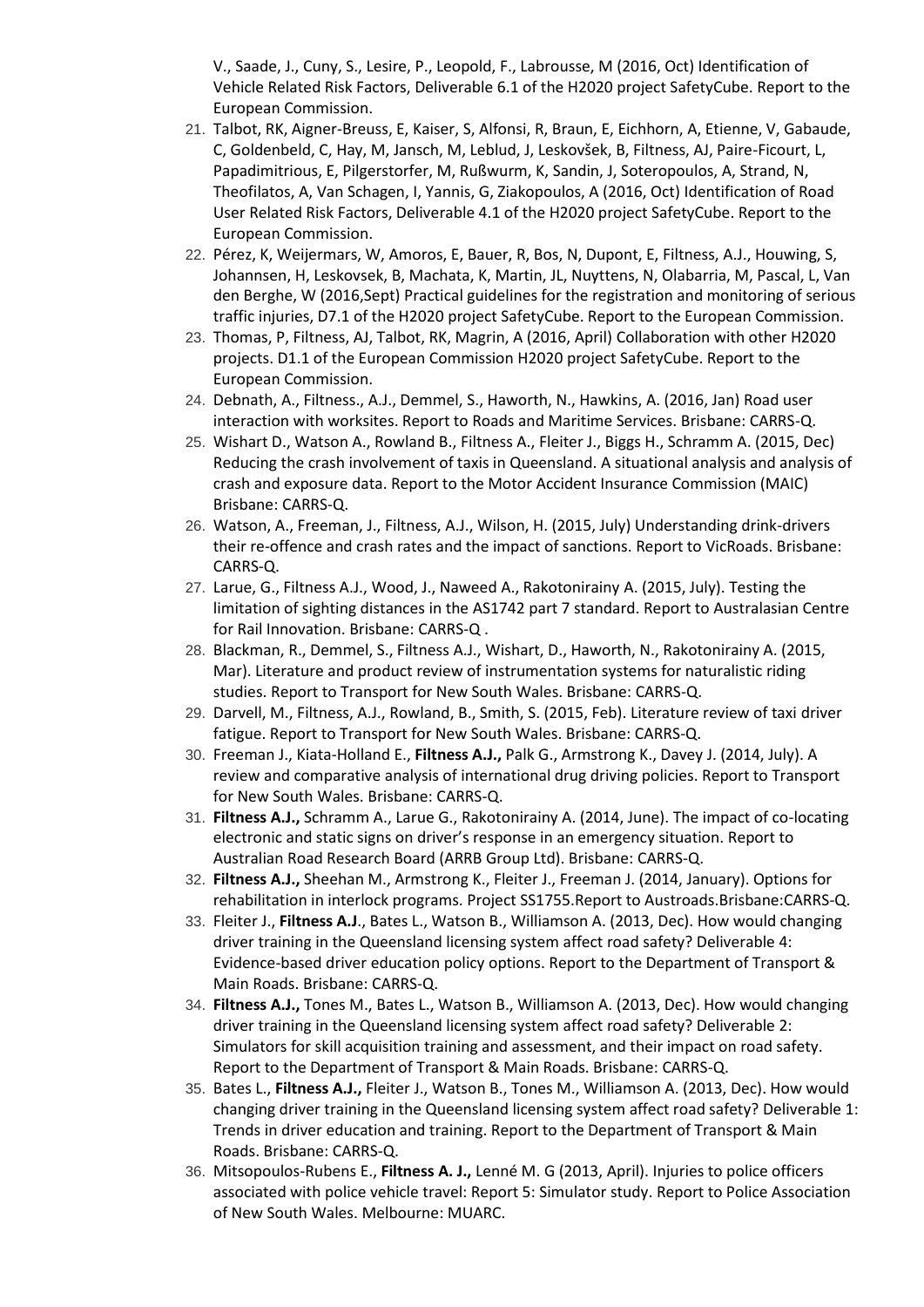V., Saade, J., Cuny, S., Lesire, P., Leopold, F., Labrousse, M (2016, Oct) Identification of Vehicle Related Risk Factors, Deliverable 6.1 of the H2020 project SafetyCube. Report to the European Commission.

21. Talbot, RK, Aigner-Breuss, E, Kaiser, S, Alfonsi, R, Braun, E, Eichhorn, A, Etienne, V, Gabaude, C, Goldenbeld, C, Hay, M, Jansch, M, Leblud, J, Leskovšek, B, Filtness, AJ, Paire-Ficourt, L, Papadimitrious, E, Pilgerstorfer, M, Rußwurm, K, Sandin, J, Soteropoulos, A, Strand, N, Theofilatos, A, Van Schagen, I, Yannis, G, Ziakopoulos, A (2016, Oct) Identification of Road User Related Risk Factors, Deliverable 4.1 of the H2020 project SafetyCube. Report to the European Commission.
22. Pérez, K, Weijermars, W, Amoros, E, Bauer, R, Bos, N, Dupont, E, Filtness, A.J., Houwing, S, Johannsen, H, Leskovsek, B, Machata, K, Martin, JL, Nuyttens, N, Olabarria, M, Pascal, L, Van den Berghe, W (2016,Sept) Practical guidelines for the registration and monitoring of serious traffic injuries, D7.1 of the H2020 project SafetyCube. Report to the European Commission.
23. Thomas, P, Filtness, AJ, Talbot, RK, Magrin, A (2016, April) Collaboration with other H2020 projects. D1.1 of the European Commission H2020 project SafetyCube. Report to the European Commission.
24. Debnath, A., Filtness., A.J., Demmel, S., Haworth, N., Hawkins, A. (2016, Jan) Road user interaction with worksites. Report to Roads and Maritime Services. Brisbane: CARRS-Q.
25. Wishart D., Watson A., Rowland B., Filtness A., Fleiter J., Biggs H., Schramm A. (2015, Dec) Reducing the crash involvement of taxis in Queensland. A situational analysis and analysis of crash and exposure data. Report to the Motor Accident Insurance Commission (MAIC) Brisbane: CARRS-Q.
26. Watson, A., Freeman, J., Filtness, A.J., Wilson, H. (2015, July) Understanding drink-drivers their re-offence and crash rates and the impact of sanctions. Report to VicRoads. Brisbane: CARRS-Q.
27. Larue, G., Filtness A.J., Wood, J., Naweed A., Rakotonirainy A. (2015, July). Testing the limitation of sighting distances in the AS1742 part 7 standard. Report to Australasian Centre for Rail Innovation. Brisbane: CARRS-Q .
28. Blackman, R., Demmel, S., Filtness A.J., Wishart, D., Haworth, N., Rakotonirainy A. (2015, Mar). Literature and product review of instrumentation systems for naturalistic riding studies. Report to Transport for New South Wales. Brisbane: CARRS-Q.
29. Darvell, M., Filtness, A.J., Rowland, B., Smith, S. (2015, Feb). Literature review of taxi driver fatigue. Report to Transport for New South Wales. Brisbane: CARRS-Q.
30. Freeman J., Kiata-Holland E., **Filtness A.J.,** Palk G., Armstrong K., Davey J. (2014, July). A review and comparative analysis of international drug driving policies. Report to Transport for New South Wales. Brisbane: CARRS-Q.
31. **Filtness A.J.,** Schramm A., Larue G., Rakotonirainy A. (2014, June). The impact of co-locating electronic and static signs on driver's response in an emergency situation. Report to Australian Road Research Board (ARRB Group Ltd). Brisbane: CARRS-Q.
32. **Filtness A.J.,** Sheehan M., Armstrong K., Fleiter J., Freeman J. (2014, January). Options for rehabilitation in interlock programs. Project SS1755.Report to Austroads.Brisbane:CARRS-Q.
33. Fleiter J., **Filtness A.J**., Bates L., Watson B., Williamson A. (2013, Dec). How would changing driver training in the Queensland licensing system affect road safety? Deliverable 4: Evidence-based driver education policy options. Report to the Department of Transport & Main Roads. Brisbane: CARRS-Q.
34. **Filtness A.J.,** Tones M., Bates L., Watson B., Williamson A. (2013, Dec). How would changing driver training in the Queensland licensing system affect road safety? Deliverable 2: Simulators for skill acquisition training and assessment, and their impact on road safety. Report to the Department of Transport & Main Roads. Brisbane: CARRS-Q.
35. Bates L., **Filtness A.J.,** Fleiter J., Watson B., Tones M., Williamson A. (2013, Dec). How would changing driver training in the Queensland licensing system affect road safety? Deliverable 1: Trends in driver education and training. Report to the Department of Transport & Main Roads. Brisbane: CARRS-Q.
36. Mitsopoulos-Rubens E., **Filtness A. J.,** Lenné M. G (2013, April). Injuries to police officers associated with police vehicle travel: Report 5: Simulator study. Report to Police Association of New South Wales. Melbourne: MUARC.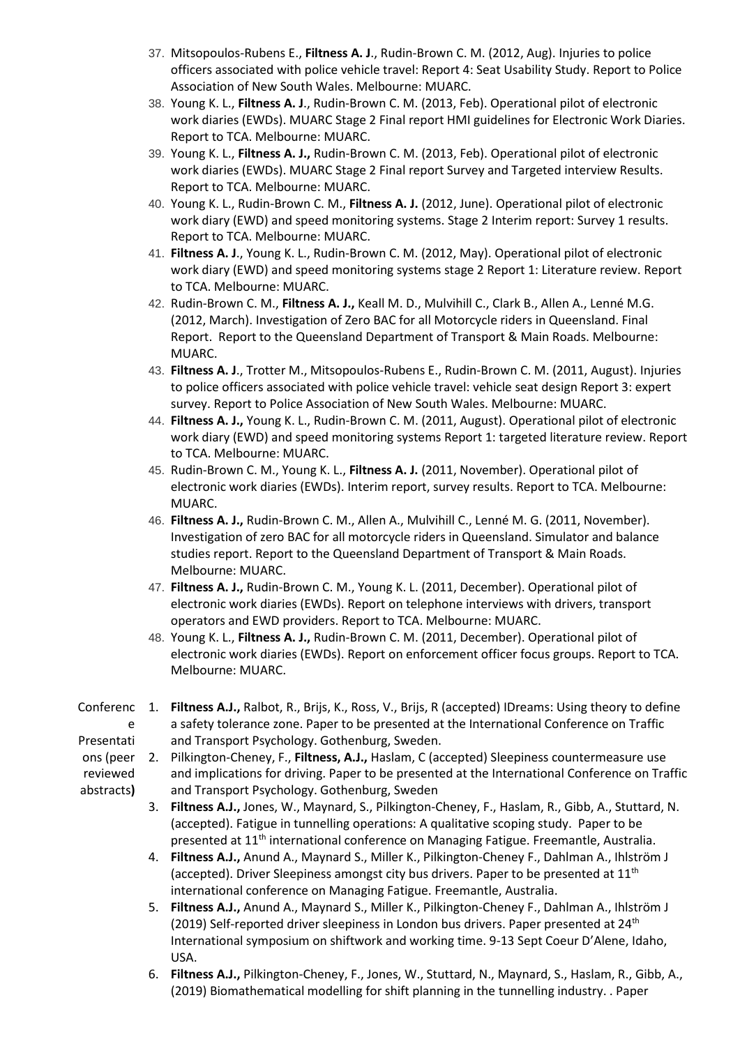37. Mitsopoulos-Rubens E., **Filtness A. J**., Rudin-Brown C. M. (2012, Aug). Injuries to police officers associated with police vehicle travel: Report 4: Seat Usability Study. Report to Police Association of New South Wales. Melbourne: MUARC.
38. Young K. L., **Filtness A. J**., Rudin-Brown C. M. (2013, Feb). Operational pilot of electronic work diaries (EWDs). MUARC Stage 2 Final report HMI guidelines for Electronic Work Diaries. Report to TCA. Melbourne: MUARC.
39. Young K. L., **Filtness A. J.,** Rudin-Brown C. M. (2013, Feb). Operational pilot of electronic work diaries (EWDs). MUARC Stage 2 Final report Survey and Targeted interview Results. Report to TCA. Melbourne: MUARC.
40. Young K. L., Rudin-Brown C. M., **Filtness A. J.** (2012, June). Operational pilot of electronic work diary (EWD) and speed monitoring systems. Stage 2 Interim report: Survey 1 results. Report to TCA. Melbourne: MUARC.
41. **Filtness A. J**., Young K. L., Rudin-Brown C. M. (2012, May). Operational pilot of electronic work diary (EWD) and speed monitoring systems stage 2 Report 1: Literature review. Report to TCA. Melbourne: MUARC.
42. Rudin-Brown C. M., **Filtness A. J.,** Keall M. D., Mulvihill C., Clark B., Allen A., Lenné M.G. (2012, March). Investigation of Zero BAC for all Motorcycle riders in Queensland. Final Report. Report to the Queensland Department of Transport & Main Roads. Melbourne: MUARC.
43. **Filtness A. J**., Trotter M., Mitsopoulos-Rubens E., Rudin-Brown C. M. (2011, August). Injuries to police officers associated with police vehicle travel: vehicle seat design Report 3: expert survey. Report to Police Association of New South Wales. Melbourne: MUARC.
44. **Filtness A. J.,** Young K. L., Rudin-Brown C. M. (2011, August). Operational pilot of electronic work diary (EWD) and speed monitoring systems Report 1: targeted literature review. Report to TCA. Melbourne: MUARC.
45. Rudin-Brown C. M., Young K. L., **Filtness A. J.** (2011, November). Operational pilot of electronic work diaries (EWDs). Interim report, survey results. Report to TCA. Melbourne: MUARC.
46. **Filtness A. J.,** Rudin-Brown C. M., Allen A., Mulvihill C., Lenné M. G. (2011, November). Investigation of zero BAC for all motorcycle riders in Queensland. Simulator and balance studies report. Report to the Queensland Department of Transport & Main Roads. Melbourne: MUARC.
47. **Filtness A. J.,** Rudin-Brown C. M., Young K. L. (2011, December). Operational pilot of electronic work diaries (EWDs). Report on telephone interviews with drivers, transport operators and EWD providers. Report to TCA. Melbourne: MUARC.
48. Young K. L., **Filtness A. J.,** Rudin-Brown C. M. (2011, December). Operational pilot of electronic work diaries (EWDs). Report on enforcement officer focus groups. Report to TCA. Melbourne: MUARC.

**Conference Presentations (peer reviewed abstracts)**

1. **Filtness A.J.,** Ralbot, R., Brijs, K., Ross, V., Brijs, R (accepted) IDreams: Using theory to define a safety tolerance zone. Paper to be presented at the International Conference on Traffic and Transport Psychology. Gothenburg, Sweden.
2. Pilkington-Cheney, F., **Filtness, A.J.,** Haslam, C (accepted) Sleepiness countermeasure use and implications for driving. Paper to be presented at the International Conference on Traffic and Transport Psychology. Gothenburg, Sweden
3. **Filtness A.J.,** Jones, W., Maynard, S., Pilkington-Cheney, F., Haslam, R., Gibb, A., Stuttard, N. (accepted). Fatigue in tunnelling operations: A qualitative scoping study. Paper to be presented at 11th international conference on Managing Fatigue. Freemantle, Australia.
4. **Filtness A.J.,** Anund A., Maynard S., Miller K., Pilkington-Cheney F., Dahlman A., Ihlström J (accepted). Driver Sleepiness amongst city bus drivers. Paper to be presented at 11th international conference on Managing Fatigue. Freemantle, Australia.
5. **Filtness A.J.,** Anund A., Maynard S., Miller K., Pilkington-Cheney F., Dahlman A., Ihlström J (2019) Self-reported driver sleepiness in London bus drivers. Paper presented at 24th International symposium on shiftwork and working time. 9-13 Sept Coeur D'Alene, Idaho, USA.
6. **Filtness A.J.,** Pilkington-Cheney, F., Jones, W., Stuttard, N., Maynard, S., Haslam, R., Gibb, A., (2019) Biomathematical modelling for shift planning in the tunnelling industry. . Paper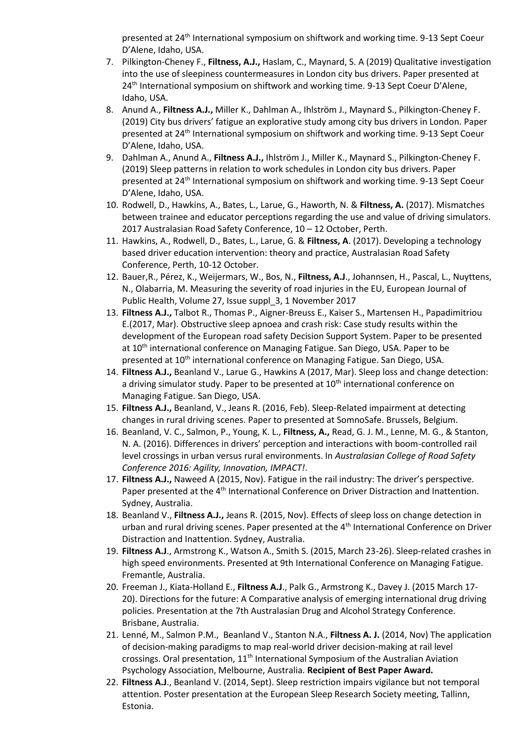presented at 24th International symposium on shiftwork and working time. 9-13 Sept Coeur D'Alene, Idaho, USA.

7. Pilkington-Cheney F., **Filtness, A.J.,** Haslam, C., Maynard, S. A (2019) Qualitative investigation into the use of sleepiness countermeasures in London city bus drivers. Paper presented at 24th International symposium on shiftwork and working time. 9-13 Sept Coeur D'Alene, Idaho, USA.
8. Anund A., **Filtness A.J.,** Miller K., Dahlman A., Ihlström J., Maynard S., Pilkington-Cheney F. (2019) City bus drivers' fatigue an explorative study among city bus drivers in London. Paper presented at 24th International symposium on shiftwork and working time. 9-13 Sept Coeur D'Alene, Idaho, USA.
9. Dahlman A., Anund A., **Filtness A.J.,** Ihlström J., Miller K., Maynard S., Pilkington-Cheney F. (2019) Sleep patterns in relation to work schedules in London city bus drivers. Paper presented at 24th International symposium on shiftwork and working time. 9-13 Sept Coeur D'Alene, Idaho, USA.
10. Rodwell, D., Hawkins, A., Bates, L., Larue, G., Haworth, N. & **Filtness, A.** (2017). Mismatches between trainee and educator perceptions regarding the use and value of driving simulators. 2017 Australasian Road Safety Conference, 10 – 12 October, Perth.
11. Hawkins, A., Rodwell, D., Bates, L., Larue, G. & **Filtness, A**. (2017). Developing a technology based driver education intervention: theory and practice, Australasian Road Safety Conference, Perth, 10-12 October.
12. Bauer,R., Pérez, K., Weijermars, W., Bos, N., **Filtness, A.J**., Johannsen, H., Pascal, L., Nuyttens, N., Olabarria, M. Measuring the severity of road injuries in the EU, European Journal of Public Health, Volume 27, Issue suppl_3, 1 November 2017
13. **Filtness A.J.,** Talbot R., Thomas P., Aigner-Breuss E., Kaiser S., Martensen H., Papadimitriou E.(2017, Mar). Obstructive sleep apnoea and crash risk: Case study results within the development of the European road safety Decision Support System. Paper to be presented at 10th international conference on Managing Fatigue. San Diego, USA. Paper to be presented at 10th international conference on Managing Fatigue. San Diego, USA.
14. **Filtness A.J.,** Beanland V., Larue G., Hawkins A (2017, Mar). Sleep loss and change detection: a driving simulator study. Paper to be presented at 10th international conference on Managing Fatigue. San Diego, USA.
15. **Filtness A.J.,** Beanland, V., Jeans R. (2016, Feb). Sleep-Related impairment at detecting changes in rural driving scenes. Paper to presented at SomnoSafe. Brussels, Belgium.
16. Beanland, V. C., Salmon, P., Young, K. L., **Filtness, A.,** Read, G. J. M., Lenne, M. G., & Stanton, N. A. (2016). Differences in drivers' perception and interactions with boom-controlled rail level crossings in urban versus rural environments. In *Australasian College of Road Safety Conference 2016: Agility, Innovation, IMPACT!*.
17. **Filtness A.J.,** Naweed A (2015, Nov). Fatigue in the rail industry: The driver's perspective. Paper presented at the 4th International Conference on Driver Distraction and Inattention. Sydney, Australia.
18. Beanland V., **Filtness A.J.,** Jeans R. (2015, Nov). Effects of sleep loss on change detection in urban and rural driving scenes. Paper presented at the 4th International Conference on Driver Distraction and Inattention. Sydney, Australia.
19. **Filtness A.J**., Armstrong K., Watson A., Smith S. (2015, March 23-26). Sleep-related crashes in high speed environments. Presented at 9th International Conference on Managing Fatigue. Fremantle, Australia.
20. Freeman J., Kiata-Holland E., **Filtness A.J**., Palk G., Armstrong K., Davey J. (2015 March 17-20). Directions for the future: A Comparative analysis of emerging international drug driving policies. Presentation at the 7th Australasian Drug and Alcohol Strategy Conference. Brisbane, Australia.
21. Lenné, M., Salmon P.M., Beanland V., Stanton N.A., **Filtness A. J.** (2014, Nov) The application of decision-making paradigms to map real-world driver decision-making at rail level crossings. Oral presentation, 11th International Symposium of the Australian Aviation Psychology Association, Melbourne, Australia. **Recipient of Best Paper Award.**
22. **Filtness A.J**., Beanland V. (2014, Sept). Sleep restriction impairs vigilance but not temporal attention. Poster presentation at the European Sleep Research Society meeting, Tallinn, Estonia.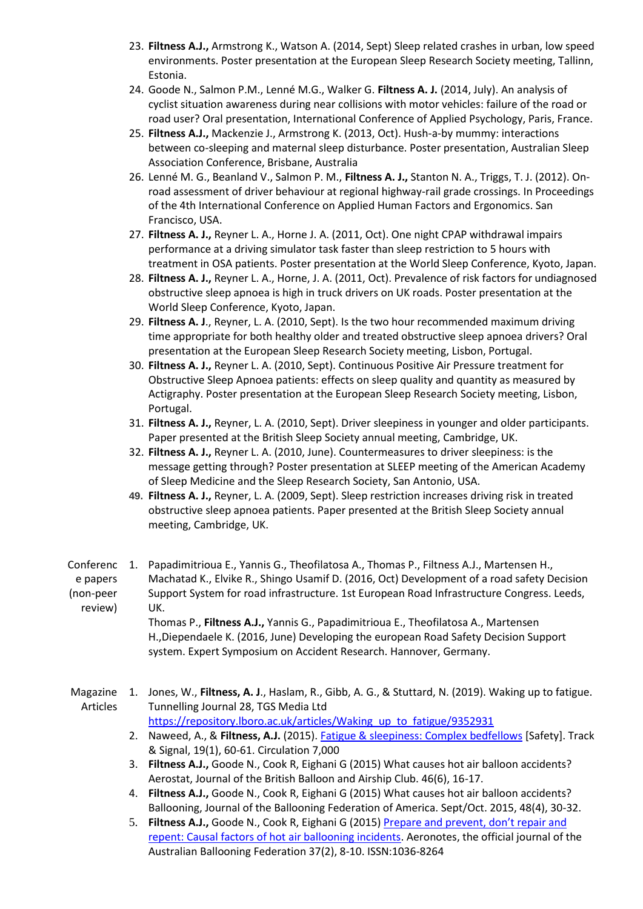23. **Filtness A.J.,** Armstrong K., Watson A. (2014, Sept) Sleep related crashes in urban, low speed environments. Poster presentation at the European Sleep Research Society meeting, Tallinn, Estonia.
24. Goode N., Salmon P.M., Lenné M.G., Walker G. **Filtness A. J.** (2014, July). An analysis of cyclist situation awareness during near collisions with motor vehicles: failure of the road or road user? Oral presentation, International Conference of Applied Psychology, Paris, France.
25. **Filtness A.J.,** Mackenzie J., Armstrong K. (2013, Oct). Hush-a-by mummy: interactions between co-sleeping and maternal sleep disturbance. Poster presentation, Australian Sleep Association Conference, Brisbane, Australia
26. Lenné M. G., Beanland V., Salmon P. M., **Filtness A. J.,** Stanton N. A., Triggs, T. J. (2012). On-road assessment of driver behaviour at regional highway-rail grade crossings. In Proceedings of the 4th International Conference on Applied Human Factors and Ergonomics. San Francisco, USA.
27. **Filtness A. J.,** Reyner L. A., Horne J. A. (2011, Oct). One night CPAP withdrawal impairs performance at a driving simulator task faster than sleep restriction to 5 hours with treatment in OSA patients. Poster presentation at the World Sleep Conference, Kyoto, Japan.
28. **Filtness A. J.,** Reyner L. A., Horne, J. A. (2011, Oct). Prevalence of risk factors for undiagnosed obstructive sleep apnoea is high in truck drivers on UK roads. Poster presentation at the World Sleep Conference, Kyoto, Japan.
29. **Filtness A. J**., Reyner, L. A. (2010, Sept). Is the two hour recommended maximum driving time appropriate for both healthy older and treated obstructive sleep apnoea drivers? Oral presentation at the European Sleep Research Society meeting, Lisbon, Portugal.
30. **Filtness A. J.,** Reyner L. A. (2010, Sept). Continuous Positive Air Pressure treatment for Obstructive Sleep Apnoea patients: effects on sleep quality and quantity as measured by Actigraphy. Poster presentation at the European Sleep Research Society meeting, Lisbon, Portugal.
31. **Filtness A. J.,** Reyner, L. A. (2010, Sept). Driver sleepiness in younger and older participants. Paper presented at the British Sleep Society annual meeting, Cambridge, UK.
32. **Filtness A. J.,** Reyner L. A. (2010, June). Countermeasures to driver sleepiness: is the message getting through? Poster presentation at SLEEP meeting of the American Academy of Sleep Medicine and the Sleep Research Society, San Antonio, USA.
49. **Filtness A. J.,** Reyner, L. A. (2009, Sept). Sleep restriction increases driving risk in treated obstructive sleep apnoea patients. Paper presented at the British Sleep Society annual meeting, Cambridge, UK.

**Conference papers (non-peer review)**

1. Papadimitrioua E., Yannis G., Theofilatosa A., Thomas P., Filtness A.J., Martensen H., Machatad K., Elvike R., Shingo Usamif D. (2016, Oct) Development of a road safety Decision Support System for road infrastructure. 1st European Road Infrastructure Congress. Leeds, UK.

   Thomas P., **Filtness A.J.,** Yannis G., Papadimitrioua E., Theofilatosa A., Martensen H.,Diependaele K. (2016, June) Developing the european Road Safety Decision Support system. Expert Symposium on Accident Research. Hannover, Germany.

**Magazine Articles**

1. Jones, W., **Filtness, A. J**., Haslam, R., Gibb, A. G., & Stuttard, N. (2019). Waking up to fatigue. Tunnelling Journal 28, TGS Media Ltd https://repository.lboro.ac.uk/articles/Waking_up_to_fatigue/9352931
2. Naweed, A., & **Filtness, A.J.** (2015). Fatigue & sleepiness: Complex bedfellows [Safety]. Track & Signal, 19(1), 60-61. Circulation 7,000
3. **Filtness A.J.,** Goode N., Cook R, Eighani G (2015) What causes hot air balloon accidents? Aerostat, Journal of the British Balloon and Airship Club. 46(6), 16-17.
4. **Filtness A.J.,** Goode N., Cook R, Eighani G (2015) What causes hot air balloon accidents? Ballooning, Journal of the Ballooning Federation of America. Sept/Oct. 2015, 48(4), 30-32.
5. **Filtness A.J.,** Goode N., Cook R, Eighani G (2015) Prepare and prevent, don't repair and repent: Causal factors of hot air ballooning incidents. Aeronotes, the official journal of the Australian Ballooning Federation 37(2), 8-10. ISSN:1036-8264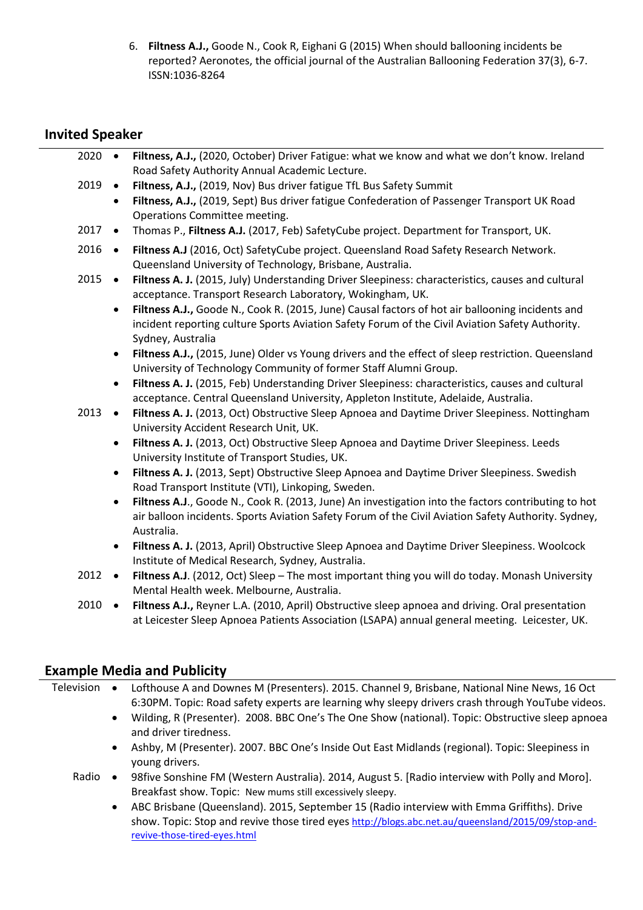6. **Filtness A.J.,** Goode N., Cook R, Eighani G (2015) When should ballooning incidents be reported? Aeronotes, the official journal of the Australian Ballooning Federation 37(3), 6-7. ISSN:1036-8264

## Invited Speaker

2020
- **Filtness, A.J.,** (2020, October) Driver Fatigue: what we know and what we don't know. Ireland Road Safety Authority Annual Academic Lecture.

2019
- **Filtness, A.J.,** (2019, Nov) Bus driver fatigue TfL Bus Safety Summit
- **Filtness, A.J.,** (2019, Sept) Bus driver fatigue Confederation of Passenger Transport UK Road Operations Committee meeting.

2017
- Thomas P., **Filtness A.J.** (2017, Feb) SafetyCube project. Department for Transport, UK.

2016
- **Filtness A.J** (2016, Oct) SafetyCube project. Queensland Road Safety Research Network. Queensland University of Technology, Brisbane, Australia.

2015
- **Filtness A. J.** (2015, July) Understanding Driver Sleepiness: characteristics, causes and cultural acceptance. Transport Research Laboratory, Wokingham, UK.
- **Filtness A.J.,** Goode N., Cook R. (2015, June) Causal factors of hot air ballooning incidents and incident reporting culture Sports Aviation Safety Forum of the Civil Aviation Safety Authority. Sydney, Australia
- **Filtness A.J.,** (2015, June) Older vs Young drivers and the effect of sleep restriction. Queensland University of Technology Community of former Staff Alumni Group.
- **Filtness A. J.** (2015, Feb) Understanding Driver Sleepiness: characteristics, causes and cultural acceptance. Central Queensland University, Appleton Institute, Adelaide, Australia.

2013
- **Filtness A. J.** (2013, Oct) Obstructive Sleep Apnoea and Daytime Driver Sleepiness. Nottingham University Accident Research Unit, UK.
- **Filtness A. J.** (2013, Oct) Obstructive Sleep Apnoea and Daytime Driver Sleepiness. Leeds University Institute of Transport Studies, UK.
- **Filtness A. J.** (2013, Sept) Obstructive Sleep Apnoea and Daytime Driver Sleepiness. Swedish Road Transport Institute (VTI), Linkoping, Sweden.
- **Filtness A.J**., Goode N., Cook R. (2013, June) An investigation into the factors contributing to hot air balloon incidents. Sports Aviation Safety Forum of the Civil Aviation Safety Authority. Sydney, Australia.
- **Filtness A. J.** (2013, April) Obstructive Sleep Apnoea and Daytime Driver Sleepiness. Woolcock Institute of Medical Research, Sydney, Australia.

2012
- **Filtness A.J**. (2012, Oct) Sleep – The most important thing you will do today. Monash University Mental Health week. Melbourne, Australia.

2010
- **Filtness A.J.,** Reyner L.A. (2010, April) Obstructive sleep apnoea and driving. Oral presentation at Leicester Sleep Apnoea Patients Association (LSAPA) annual general meeting. Leicester, UK.

## Example Media and Publicity

Television
- Lofthouse A and Downes M (Presenters). 2015. Channel 9, Brisbane, National Nine News, 16 Oct 6:30PM. Topic: Road safety experts are learning why sleepy drivers crash through YouTube videos.
- Wilding, R (Presenter). 2008. BBC One's The One Show (national). Topic: Obstructive sleep apnoea and driver tiredness.
- Ashby, M (Presenter). 2007. BBC One's Inside Out East Midlands (regional). Topic: Sleepiness in young drivers.

Radio
- 98five Sonshine FM (Western Australia). 2014, August 5. [Radio interview with Polly and Moro]. Breakfast show. Topic: New mums still excessively sleepy.
- ABC Brisbane (Queensland). 2015, September 15 (Radio interview with Emma Griffiths). Drive show. Topic: Stop and revive those tired eyes http://blogs.abc.net.au/queensland/2015/09/stop-and-revive-those-tired-eyes.html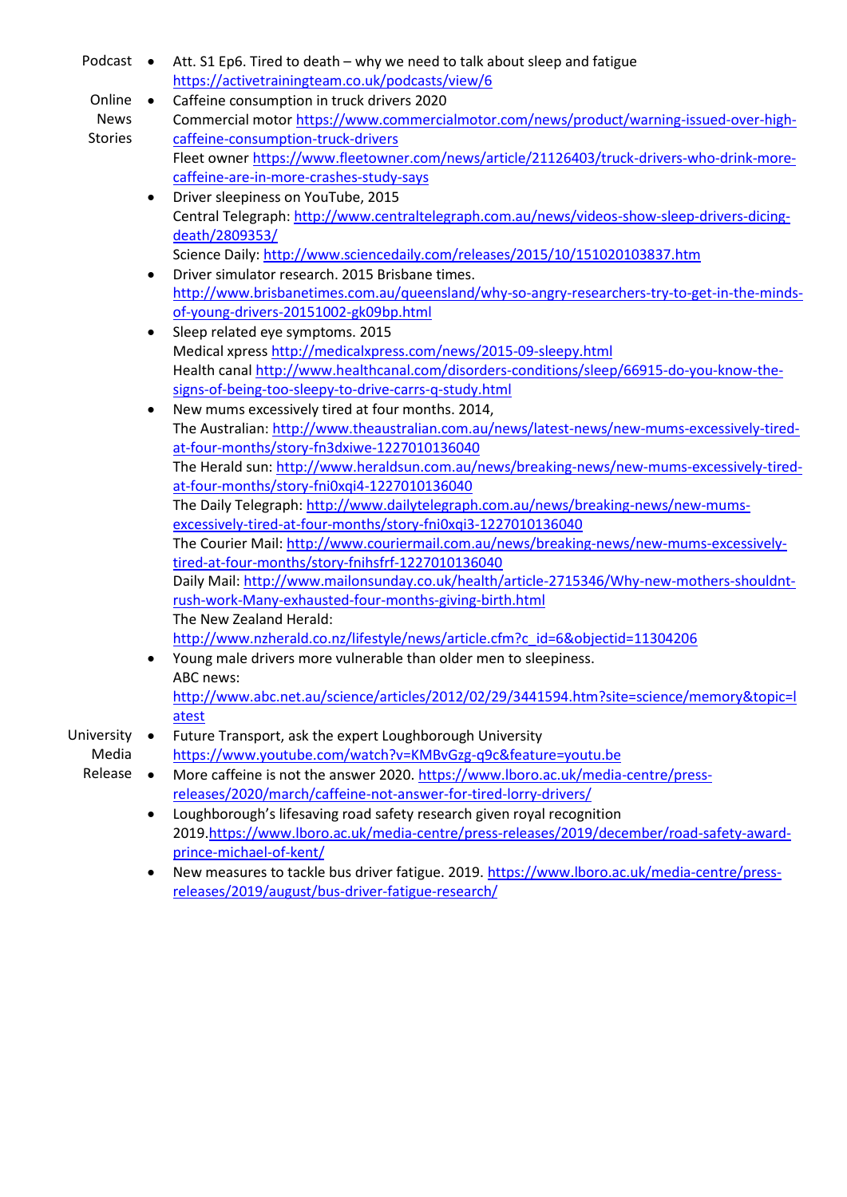**Podcast**

- Att. S1 Ep6. Tired to death – why we need to talk about sleep and fatigue
  https://activetrainingteam.co.uk/podcasts/view/6

**Online News Stories**

- Caffeine consumption in truck drivers 2020
  Commercial motor https://www.commercialmotor.com/news/product/warning-issued-over-high-caffeine-consumption-truck-drivers
  Fleet owner https://www.fleetowner.com/news/article/21126403/truck-drivers-who-drink-more-caffeine-are-in-more-crashes-study-says
- Driver sleepiness on YouTube, 2015
  Central Telegraph: http://www.centraltelegraph.com.au/news/videos-show-sleep-drivers-dicing-death/2809353/
  Science Daily: http://www.sciencedaily.com/releases/2015/10/151020103837.htm
- Driver simulator research. 2015 Brisbane times.
  http://www.brisbanetimes.com.au/queensland/why-so-angry-researchers-try-to-get-in-the-minds-of-young-drivers-20151002-gk09bp.html
- Sleep related eye symptoms. 2015
  Medical xpress http://medicalxpress.com/news/2015-09-sleepy.html
  Health canal http://www.healthcanal.com/disorders-conditions/sleep/66915-do-you-know-the-signs-of-being-too-sleepy-to-drive-carrs-q-study.html
- New mums excessively tired at four months. 2014,
  The Australian: http://www.theaustralian.com.au/news/latest-news/new-mums-excessively-tired-at-four-months/story-fn3dxiwe-1227010136040
  The Herald sun: http://www.heraldsun.com.au/news/breaking-news/new-mums-excessively-tired-at-four-months/story-fni0xqi4-1227010136040
  The Daily Telegraph: http://www.dailytelegraph.com.au/news/breaking-news/new-mums-excessively-tired-at-four-months/story-fni0xqi3-1227010136040
  The Courier Mail: http://www.couriermail.com.au/news/breaking-news/new-mums-excessively-tired-at-four-months/story-fnihsfrf-1227010136040
  Daily Mail: http://www.mailonsunday.co.uk/health/article-2715346/Why-new-mothers-shouldnt-rush-work-Many-exhausted-four-months-giving-birth.html
  The New Zealand Herald:
  http://www.nzherald.co.nz/lifestyle/news/article.cfm?c_id=6&objectid=11304206
- Young male drivers more vulnerable than older men to sleepiness.
  ABC news:
  http://www.abc.net.au/science/articles/2012/02/29/3441594.htm?site=science/memory&topic=latest

**University Media Release**

- Future Transport, ask the expert Loughborough University
  https://www.youtube.com/watch?v=KMBvGzg-q9c&feature=youtu.be
- More caffeine is not the answer 2020. https://www.lboro.ac.uk/media-centre/press-releases/2020/march/caffeine-not-answer-for-tired-lorry-drivers/
- Loughborough's lifesaving road safety research given royal recognition 2019.https://www.lboro.ac.uk/media-centre/press-releases/2019/december/road-safety-award-prince-michael-of-kent/
- New measures to tackle bus driver fatigue. 2019. https://www.lboro.ac.uk/media-centre/press-releases/2019/august/bus-driver-fatigue-research/